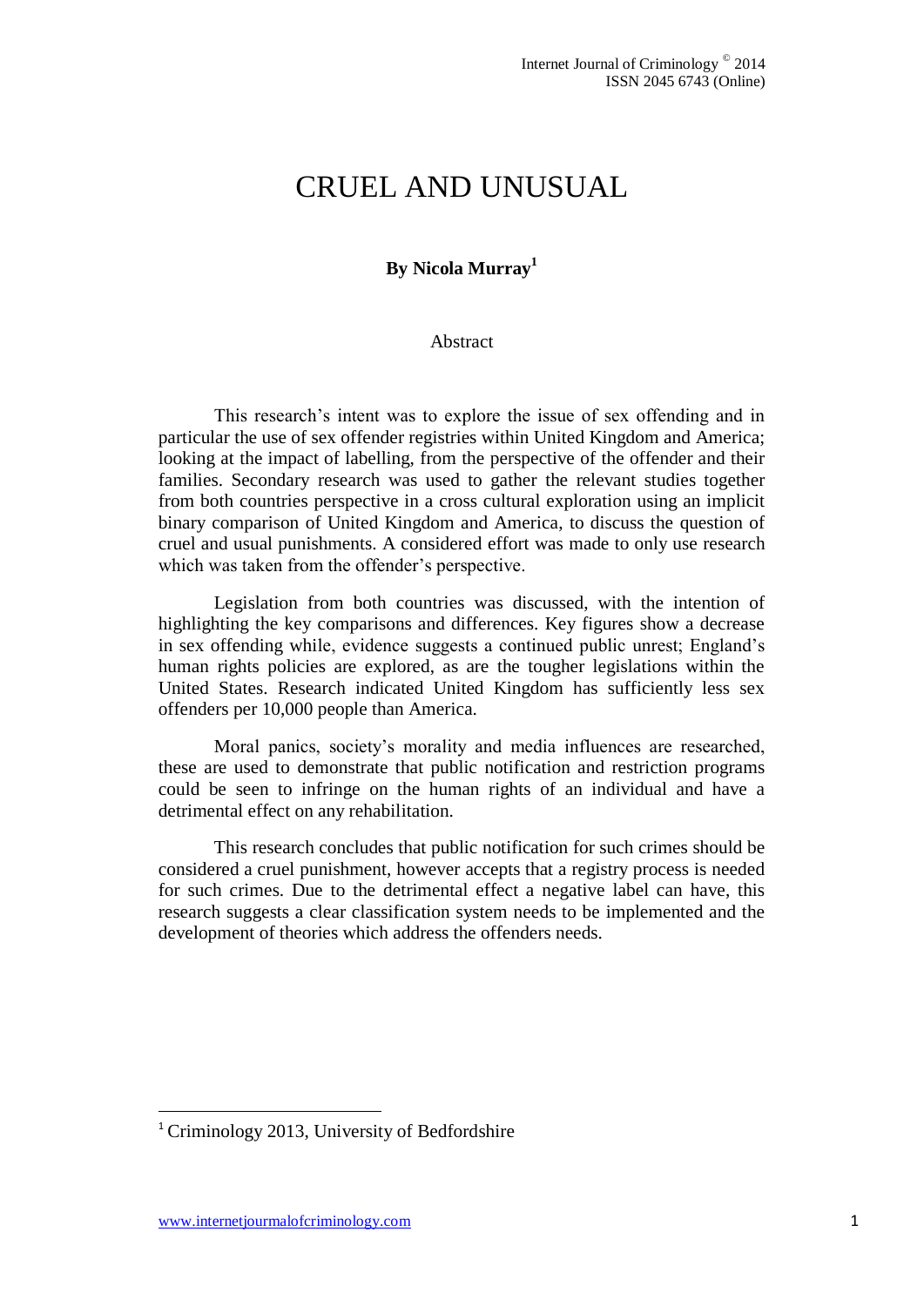# CRUEL AND UNUSUAL

**By Nicola Murray[1]**

## Abstract

This research's intent was to explore the issue of sex offending and in particular the use of sex offender registries within United Kingdom and America; looking at the impact of labelling, from the perspective of the offender and their families. Secondary research was used to gather the relevant studies together from both countries perspective in a cross cultural exploration using an implicit binary comparison of United Kingdom and America, to discuss the question of cruel and usual punishments. A considered effort was made to only use research which was taken from the offender's perspective.

Legislation from both countries was discussed, with the intention of highlighting the key comparisons and differences. Key figures show a decrease in sex offending while, evidence suggests a continued public unrest; England's human rights policies are explored, as are the tougher legislations within the United States. Research indicated United Kingdom has sufficiently less sex offenders per 10,000 people than America.

Moral panics, society's morality and media influences are researched, these are used to demonstrate that public notification and restriction programs could be seen to infringe on the human rights of an individual and have a detrimental effect on any rehabilitation.

This research concludes that public notification for such crimes should be considered a cruel punishment, however accepts that a registry process is needed for such crimes. Due to the detrimental effect a negative label can have, this research suggests a clear classification system needs to be implemented and the development of theories which address the offenders needs.

[1] Criminology 2013, University of Bedfordshire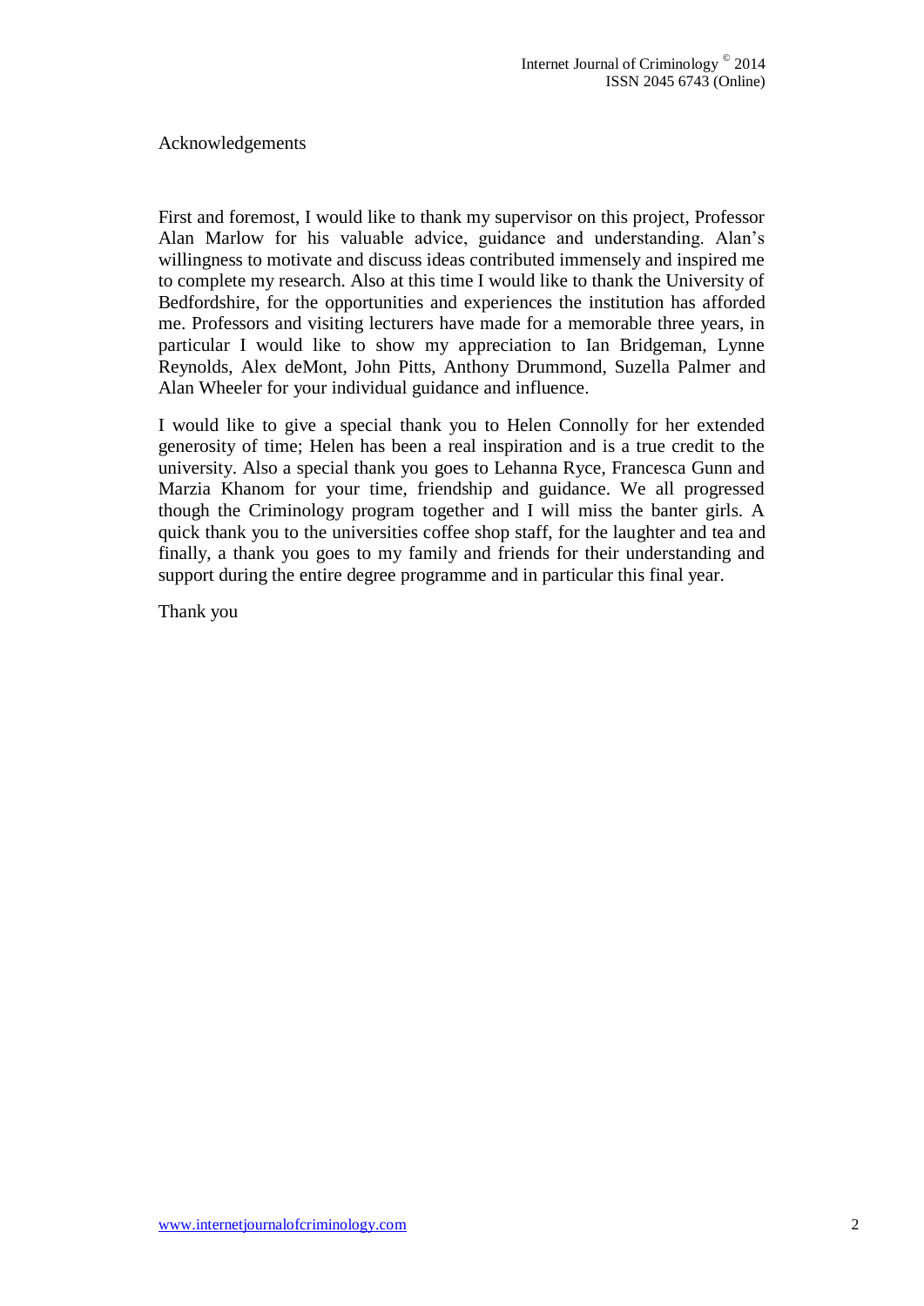## Acknowledgements

First and foremost, I would like to thank my supervisor on this project, Professor Alan Marlow for his valuable advice, guidance and understanding. Alan's willingness to motivate and discuss ideas contributed immensely and inspired me to complete my research. Also at this time I would like to thank the University of Bedfordshire, for the opportunities and experiences the institution has afforded me. Professors and visiting lecturers have made for a memorable three years, in particular I would like to show my appreciation to Ian Bridgeman, Lynne Reynolds, Alex deMont, John Pitts, Anthony Drummond, Suzella Palmer and Alan Wheeler for your individual guidance and influence.

I would like to give a special thank you to Helen Connolly for her extended generosity of time; Helen has been a real inspiration and is a true credit to the university. Also a special thank you goes to Lehanna Ryce, Francesca Gunn and Marzia Khanom for your time, friendship and guidance. We all progressed though the Criminology program together and I will miss the banter girls. A quick thank you to the universities coffee shop staff, for the laughter and tea and finally, a thank you goes to my family and friends for their understanding and support during the entire degree programme and in particular this final year.

Thank you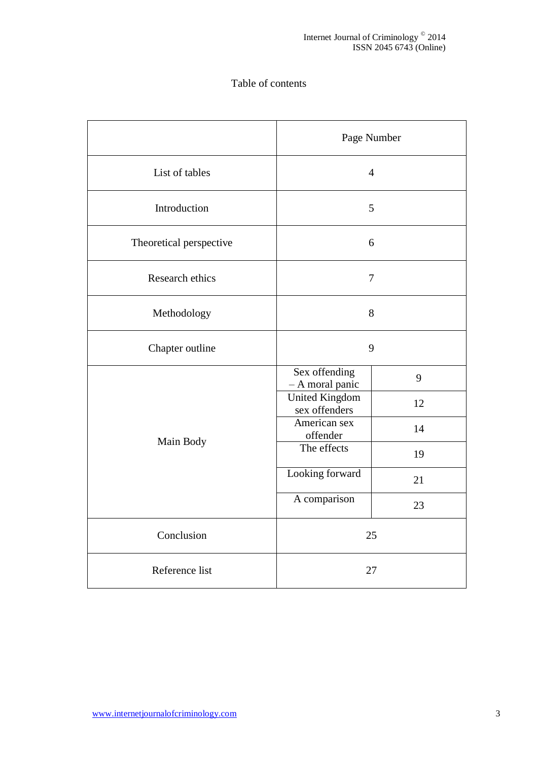Table of contents

| | Page Number | |
|---|---|---|
| List of tables | 4 | |
| Introduction | 5 | |
| Theoretical perspective | 6 | |
| Research ethics | 7 | |
| Methodology | 8 | |
| Chapter outline | 9 | |
| Main Body | Sex offending – A moral panic | 9 |
| | United Kingdom sex offenders | 12 |
| | American sex offender | 14 |
| | The effects | 19 |
| | Looking forward | 21 |
| | A comparison | 23 |
| Conclusion | 25 | |
| Reference list | 27 | |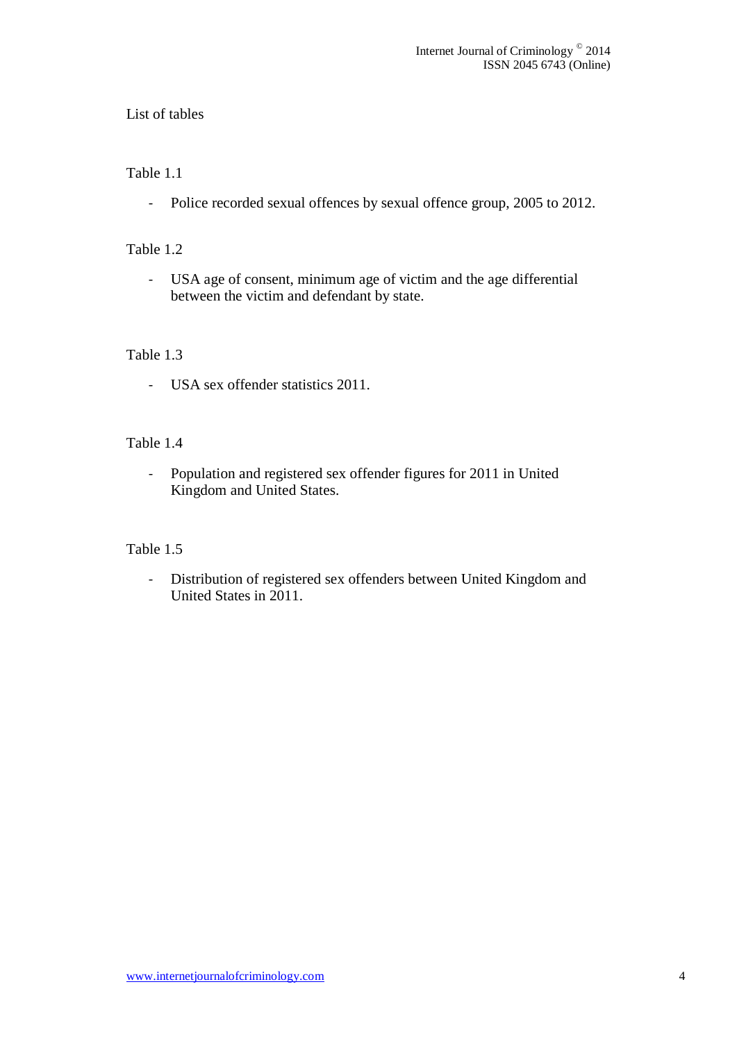List of tables

Table 1.1

- Police recorded sexual offences by sexual offence group, 2005 to 2012.

Table 1.2

- USA age of consent, minimum age of victim and the age differential between the victim and defendant by state.

Table 1.3

- USA sex offender statistics 2011.

Table 1.4

- Population and registered sex offender figures for 2011 in United Kingdom and United States.

Table 1.5

- Distribution of registered sex offenders between United Kingdom and United States in 2011.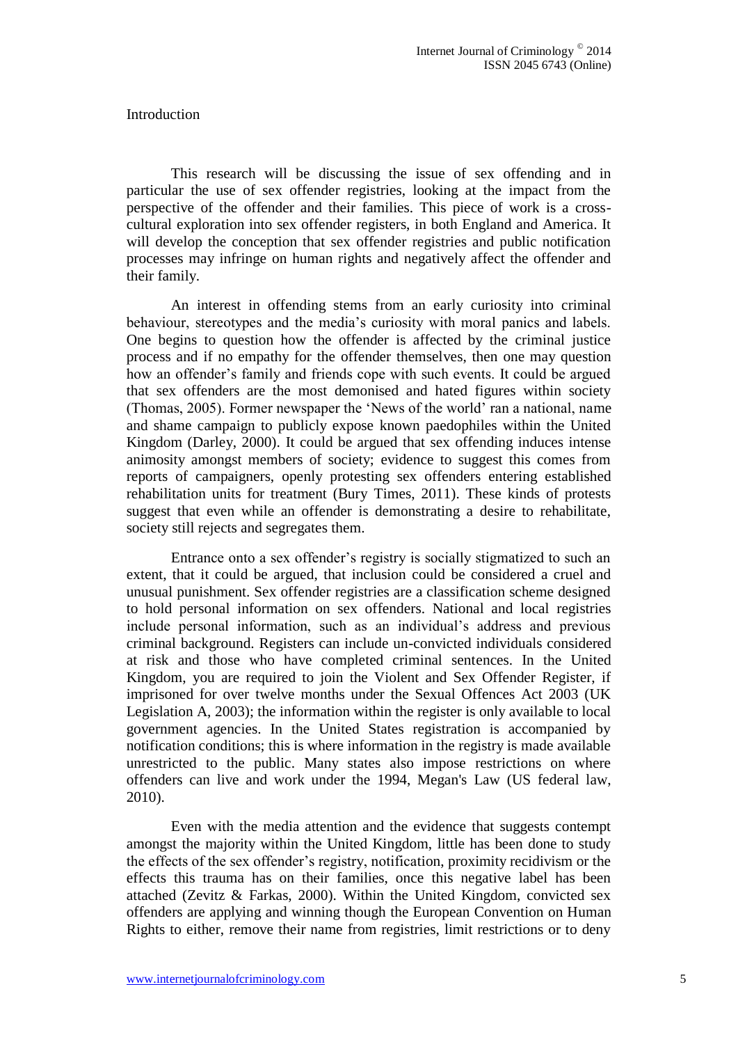## Introduction

This research will be discussing the issue of sex offending and in particular the use of sex offender registries, looking at the impact from the perspective of the offender and their families. This piece of work is a cross-cultural exploration into sex offender registers, in both England and America. It will develop the conception that sex offender registries and public notification processes may infringe on human rights and negatively affect the offender and their family.

An interest in offending stems from an early curiosity into criminal behaviour, stereotypes and the media's curiosity with moral panics and labels. One begins to question how the offender is affected by the criminal justice process and if no empathy for the offender themselves, then one may question how an offender's family and friends cope with such events. It could be argued that sex offenders are the most demonised and hated figures within society (Thomas, 2005). Former newspaper the 'News of the world' ran a national, name and shame campaign to publicly expose known paedophiles within the United Kingdom (Darley, 2000). It could be argued that sex offending induces intense animosity amongst members of society; evidence to suggest this comes from reports of campaigners, openly protesting sex offenders entering established rehabilitation units for treatment (Bury Times, 2011). These kinds of protests suggest that even while an offender is demonstrating a desire to rehabilitate, society still rejects and segregates them.

Entrance onto a sex offender's registry is socially stigmatized to such an extent, that it could be argued, that inclusion could be considered a cruel and unusual punishment. Sex offender registries are a classification scheme designed to hold personal information on sex offenders. National and local registries include personal information, such as an individual's address and previous criminal background. Registers can include un-convicted individuals considered at risk and those who have completed criminal sentences. In the United Kingdom, you are required to join the Violent and Sex Offender Register, if imprisoned for over twelve months under the Sexual Offences Act 2003 (UK Legislation A, 2003); the information within the register is only available to local government agencies. In the United States registration is accompanied by notification conditions; this is where information in the registry is made available unrestricted to the public. Many states also impose restrictions on where offenders can live and work under the 1994, Megan's Law (US federal law, 2010).

Even with the media attention and the evidence that suggests contempt amongst the majority within the United Kingdom, little has been done to study the effects of the sex offender's registry, notification, proximity recidivism or the effects this trauma has on their families, once this negative label has been attached (Zevitz & Farkas, 2000). Within the United Kingdom, convicted sex offenders are applying and winning though the European Convention on Human Rights to either, remove their name from registries, limit restrictions or to deny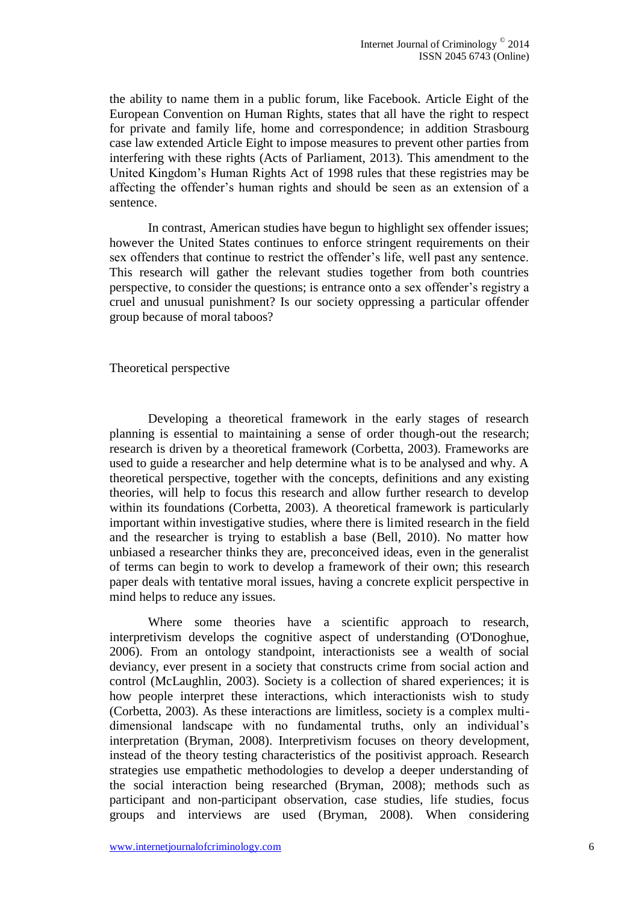the ability to name them in a public forum, like Facebook. Article Eight of the European Convention on Human Rights, states that all have the right to respect for private and family life, home and correspondence; in addition Strasbourg case law extended Article Eight to impose measures to prevent other parties from interfering with these rights (Acts of Parliament, 2013). This amendment to the United Kingdom's Human Rights Act of 1998 rules that these registries may be affecting the offender's human rights and should be seen as an extension of a sentence.

In contrast, American studies have begun to highlight sex offender issues; however the United States continues to enforce stringent requirements on their sex offenders that continue to restrict the offender's life, well past any sentence. This research will gather the relevant studies together from both countries perspective, to consider the questions; is entrance onto a sex offender's registry a cruel and unusual punishment? Is our society oppressing a particular offender group because of moral taboos?

## Theoretical perspective

Developing a theoretical framework in the early stages of research planning is essential to maintaining a sense of order though-out the research; research is driven by a theoretical framework (Corbetta, 2003). Frameworks are used to guide a researcher and help determine what is to be analysed and why. A theoretical perspective, together with the concepts, definitions and any existing theories, will help to focus this research and allow further research to develop within its foundations (Corbetta, 2003). A theoretical framework is particularly important within investigative studies, where there is limited research in the field and the researcher is trying to establish a base (Bell, 2010). No matter how unbiased a researcher thinks they are, preconceived ideas, even in the generalist of terms can begin to work to develop a framework of their own; this research paper deals with tentative moral issues, having a concrete explicit perspective in mind helps to reduce any issues.

Where some theories have a scientific approach to research, interpretivism develops the cognitive aspect of understanding (O'Donoghue, 2006). From an ontology standpoint, interactionists see a wealth of social deviancy, ever present in a society that constructs crime from social action and control (McLaughlin, 2003). Society is a collection of shared experiences; it is how people interpret these interactions, which interactionists wish to study (Corbetta, 2003). As these interactions are limitless, society is a complex multi-dimensional landscape with no fundamental truths, only an individual's interpretation (Bryman, 2008). Interpretivism focuses on theory development, instead of the theory testing characteristics of the positivist approach. Research strategies use empathetic methodologies to develop a deeper understanding of the social interaction being researched (Bryman, 2008); methods such as participant and non-participant observation, case studies, life studies, focus groups and interviews are used (Bryman, 2008). When considering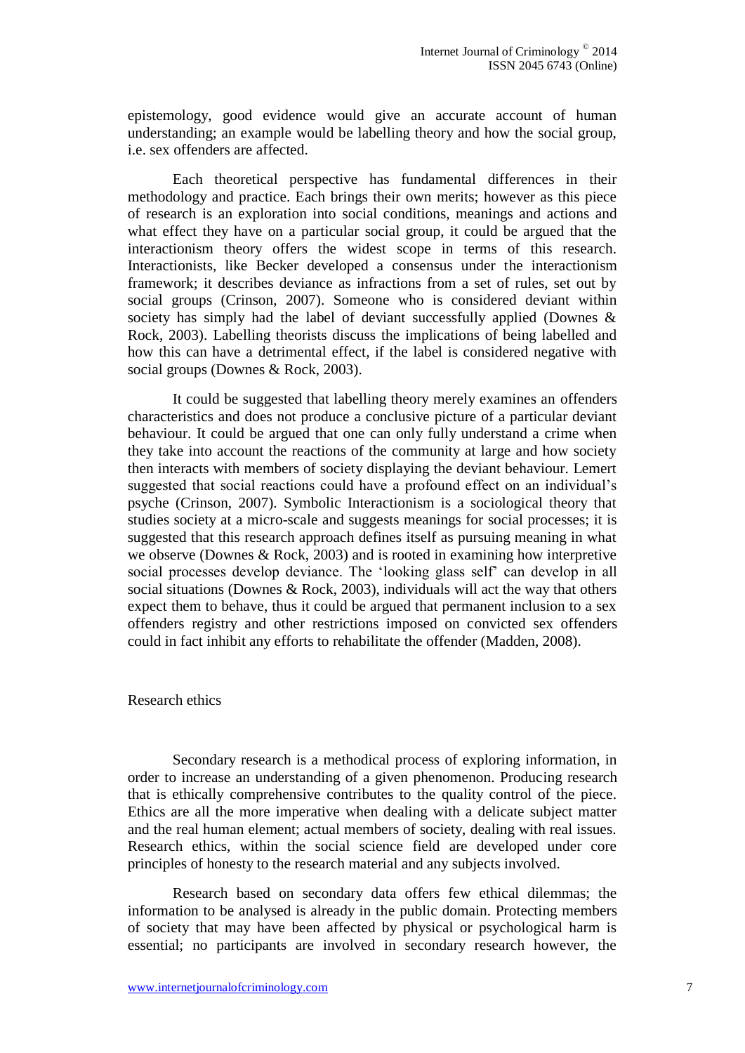epistemology, good evidence would give an accurate account of human understanding; an example would be labelling theory and how the social group, i.e. sex offenders are affected.

Each theoretical perspective has fundamental differences in their methodology and practice. Each brings their own merits; however as this piece of research is an exploration into social conditions, meanings and actions and what effect they have on a particular social group, it could be argued that the interactionism theory offers the widest scope in terms of this research. Interactionists, like Becker developed a consensus under the interactionism framework; it describes deviance as infractions from a set of rules, set out by social groups (Crinson, 2007). Someone who is considered deviant within society has simply had the label of deviant successfully applied (Downes & Rock, 2003). Labelling theorists discuss the implications of being labelled and how this can have a detrimental effect, if the label is considered negative with social groups (Downes & Rock, 2003).

It could be suggested that labelling theory merely examines an offenders characteristics and does not produce a conclusive picture of a particular deviant behaviour. It could be argued that one can only fully understand a crime when they take into account the reactions of the community at large and how society then interacts with members of society displaying the deviant behaviour. Lemert suggested that social reactions could have a profound effect on an individual's psyche (Crinson, 2007). Symbolic Interactionism is a sociological theory that studies society at a micro-scale and suggests meanings for social processes; it is suggested that this research approach defines itself as pursuing meaning in what we observe (Downes & Rock, 2003) and is rooted in examining how interpretive social processes develop deviance. The 'looking glass self' can develop in all social situations (Downes & Rock, 2003), individuals will act the way that others expect them to behave, thus it could be argued that permanent inclusion to a sex offenders registry and other restrictions imposed on convicted sex offenders could in fact inhibit any efforts to rehabilitate the offender (Madden, 2008).

## Research ethics

Secondary research is a methodical process of exploring information, in order to increase an understanding of a given phenomenon. Producing research that is ethically comprehensive contributes to the quality control of the piece. Ethics are all the more imperative when dealing with a delicate subject matter and the real human element; actual members of society, dealing with real issues. Research ethics, within the social science field are developed under core principles of honesty to the research material and any subjects involved.

Research based on secondary data offers few ethical dilemmas; the information to be analysed is already in the public domain. Protecting members of society that may have been affected by physical or psychological harm is essential; no participants are involved in secondary research however, the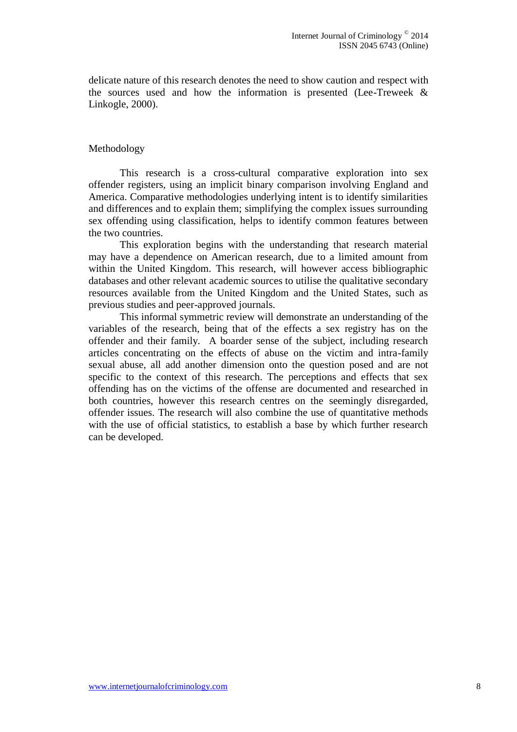delicate nature of this research denotes the need to show caution and respect with the sources used and how the information is presented (Lee-Treweek & Linkogle, 2000).

## Methodology

This research is a cross-cultural comparative exploration into sex offender registers, using an implicit binary comparison involving England and America. Comparative methodologies underlying intent is to identify similarities and differences and to explain them; simplifying the complex issues surrounding sex offending using classification, helps to identify common features between the two countries.

This exploration begins with the understanding that research material may have a dependence on American research, due to a limited amount from within the United Kingdom. This research, will however access bibliographic databases and other relevant academic sources to utilise the qualitative secondary resources available from the United Kingdom and the United States, such as previous studies and peer-approved journals.

This informal symmetric review will demonstrate an understanding of the variables of the research, being that of the effects a sex registry has on the offender and their family. A boarder sense of the subject, including research articles concentrating on the effects of abuse on the victim and intra-family sexual abuse, all add another dimension onto the question posed and are not specific to the context of this research. The perceptions and effects that sex offending has on the victims of the offense are documented and researched in both countries, however this research centres on the seemingly disregarded, offender issues. The research will also combine the use of quantitative methods with the use of official statistics, to establish a base by which further research can be developed.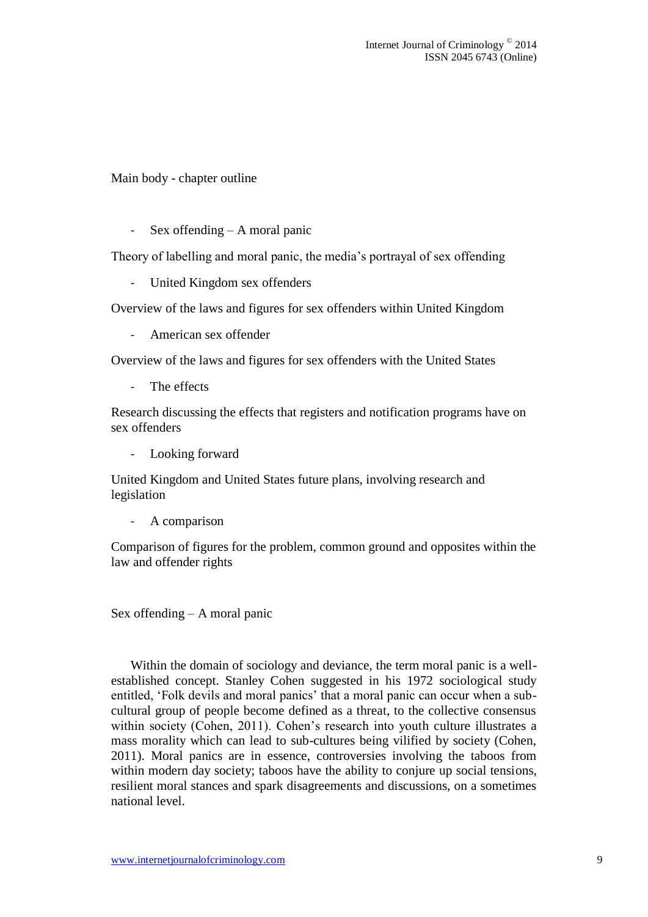Main body - chapter outline

- Sex offending – A moral panic

Theory of labelling and moral panic, the media's portrayal of sex offending

- United Kingdom sex offenders

Overview of the laws and figures for sex offenders within United Kingdom

- American sex offender

Overview of the laws and figures for sex offenders with the United States

- The effects

Research discussing the effects that registers and notification programs have on sex offenders

- Looking forward

United Kingdom and United States future plans, involving research and legislation

- A comparison

Comparison of figures for the problem, common ground and opposites within the law and offender rights

## Sex offending – A moral panic

Within the domain of sociology and deviance, the term moral panic is a well-established concept. Stanley Cohen suggested in his 1972 sociological study entitled, 'Folk devils and moral panics' that a moral panic can occur when a sub-cultural group of people become defined as a threat, to the collective consensus within society (Cohen, 2011). Cohen's research into youth culture illustrates a mass morality which can lead to sub-cultures being vilified by society (Cohen, 2011). Moral panics are in essence, controversies involving the taboos from within modern day society; taboos have the ability to conjure up social tensions, resilient moral stances and spark disagreements and discussions, on a sometimes national level.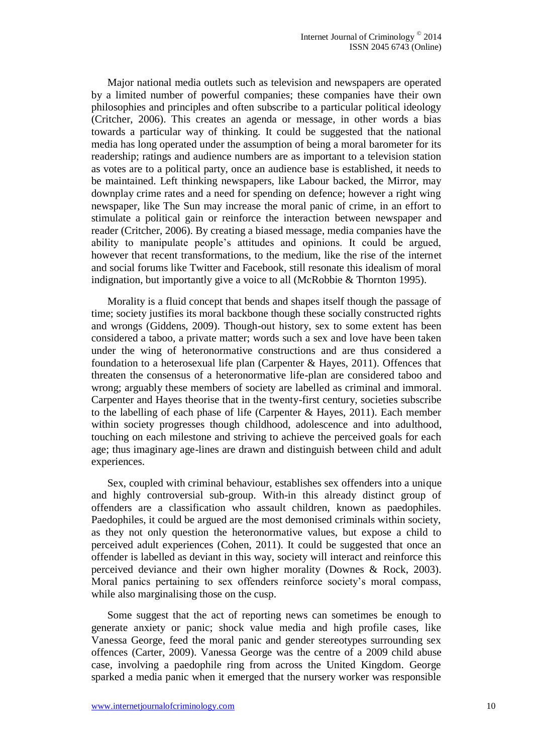Major national media outlets such as television and newspapers are operated by a limited number of powerful companies; these companies have their own philosophies and principles and often subscribe to a particular political ideology (Critcher, 2006). This creates an agenda or message, in other words a bias towards a particular way of thinking. It could be suggested that the national media has long operated under the assumption of being a moral barometer for its readership; ratings and audience numbers are as important to a television station as votes are to a political party, once an audience base is established, it needs to be maintained. Left thinking newspapers, like Labour backed, the Mirror, may downplay crime rates and a need for spending on defence; however a right wing newspaper, like The Sun may increase the moral panic of crime, in an effort to stimulate a political gain or reinforce the interaction between newspaper and reader (Critcher, 2006). By creating a biased message, media companies have the ability to manipulate people's attitudes and opinions. It could be argued, however that recent transformations, to the medium, like the rise of the internet and social forums like Twitter and Facebook, still resonate this idealism of moral indignation, but importantly give a voice to all (McRobbie & Thornton 1995).

Morality is a fluid concept that bends and shapes itself though the passage of time; society justifies its moral backbone though these socially constructed rights and wrongs (Giddens, 2009). Though-out history, sex to some extent has been considered a taboo, a private matter; words such a sex and love have been taken under the wing of heteronormative constructions and are thus considered a foundation to a heterosexual life plan (Carpenter & Hayes, 2011). Offences that threaten the consensus of a heteronormative life-plan are considered taboo and wrong; arguably these members of society are labelled as criminal and immoral. Carpenter and Hayes theorise that in the twenty-first century, societies subscribe to the labelling of each phase of life (Carpenter & Hayes, 2011). Each member within society progresses though childhood, adolescence and into adulthood, touching on each milestone and striving to achieve the perceived goals for each age; thus imaginary age-lines are drawn and distinguish between child and adult experiences.

Sex, coupled with criminal behaviour, establishes sex offenders into a unique and highly controversial sub-group. With-in this already distinct group of offenders are a classification who assault children, known as paedophiles. Paedophiles, it could be argued are the most demonised criminals within society, as they not only question the heteronormative values, but expose a child to perceived adult experiences (Cohen, 2011). It could be suggested that once an offender is labelled as deviant in this way, society will interact and reinforce this perceived deviance and their own higher morality (Downes & Rock, 2003). Moral panics pertaining to sex offenders reinforce society's moral compass, while also marginalising those on the cusp.

Some suggest that the act of reporting news can sometimes be enough to generate anxiety or panic; shock value media and high profile cases, like Vanessa George, feed the moral panic and gender stereotypes surrounding sex offences (Carter, 2009). Vanessa George was the centre of a 2009 child abuse case, involving a paedophile ring from across the United Kingdom. George sparked a media panic when it emerged that the nursery worker was responsible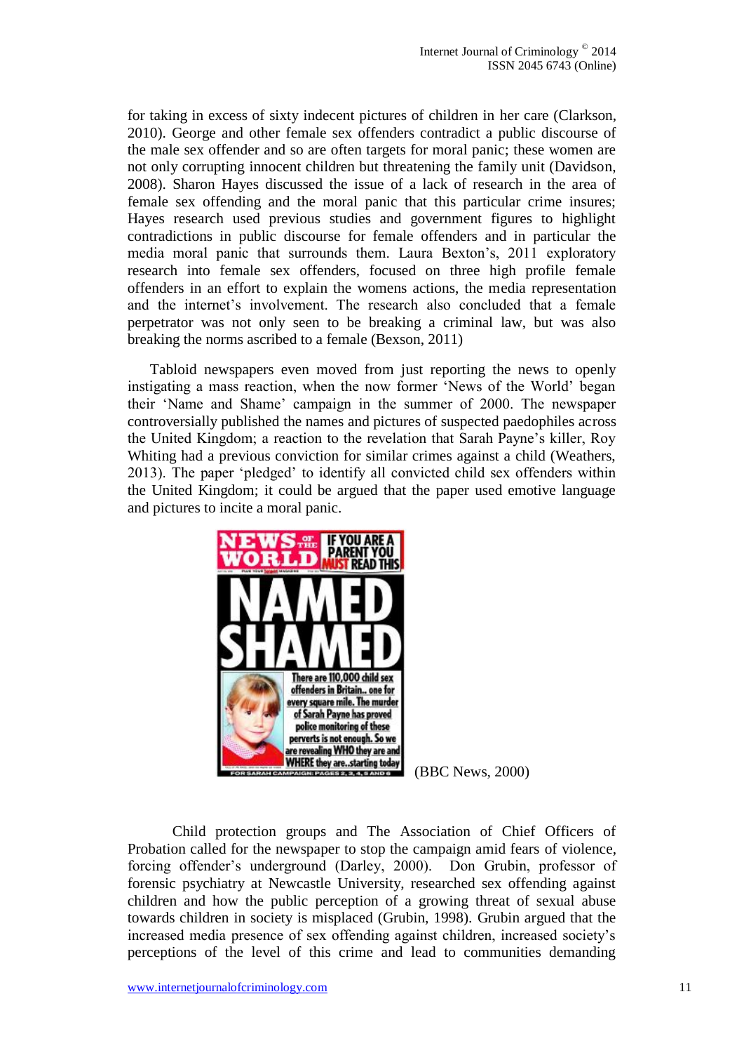for taking in excess of sixty indecent pictures of children in her care (Clarkson, 2010). George and other female sex offenders contradict a public discourse of the male sex offender and so are often targets for moral panic; these women are not only corrupting innocent children but threatening the family unit (Davidson, 2008). Sharon Hayes discussed the issue of a lack of research in the area of female sex offending and the moral panic that this particular crime insures; Hayes research used previous studies and government figures to highlight contradictions in public discourse for female offenders and in particular the media moral panic that surrounds them. Laura Bexton's, 2011 exploratory research into female sex offenders, focused on three high profile female offenders in an effort to explain the womens actions, the media representation and the internet's involvement. The research also concluded that a female perpetrator was not only seen to be breaking a criminal law, but was also breaking the norms ascribed to a female (Bexson, 2011)

Tabloid newspapers even moved from just reporting the news to openly instigating a mass reaction, when the now former 'News of the World' began their 'Name and Shame' campaign in the summer of 2000. The newspaper controversially published the names and pictures of suspected paedophiles across the United Kingdom; a reaction to the revelation that Sarah Payne's killer, Roy Whiting had a previous conviction for similar crimes against a child (Weathers, 2013). The paper 'pledged' to identify all convicted child sex offenders within the United Kingdom; it could be argued that the paper used emotive language and pictures to incite a moral panic.

(BBC News, 2000)

Child protection groups and The Association of Chief Officers of Probation called for the newspaper to stop the campaign amid fears of violence, forcing offender's underground (Darley, 2000). Don Grubin, professor of forensic psychiatry at Newcastle University, researched sex offending against children and how the public perception of a growing threat of sexual abuse towards children in society is misplaced (Grubin, 1998). Grubin argued that the increased media presence of sex offending against children, increased society's perceptions of the level of this crime and lead to communities demanding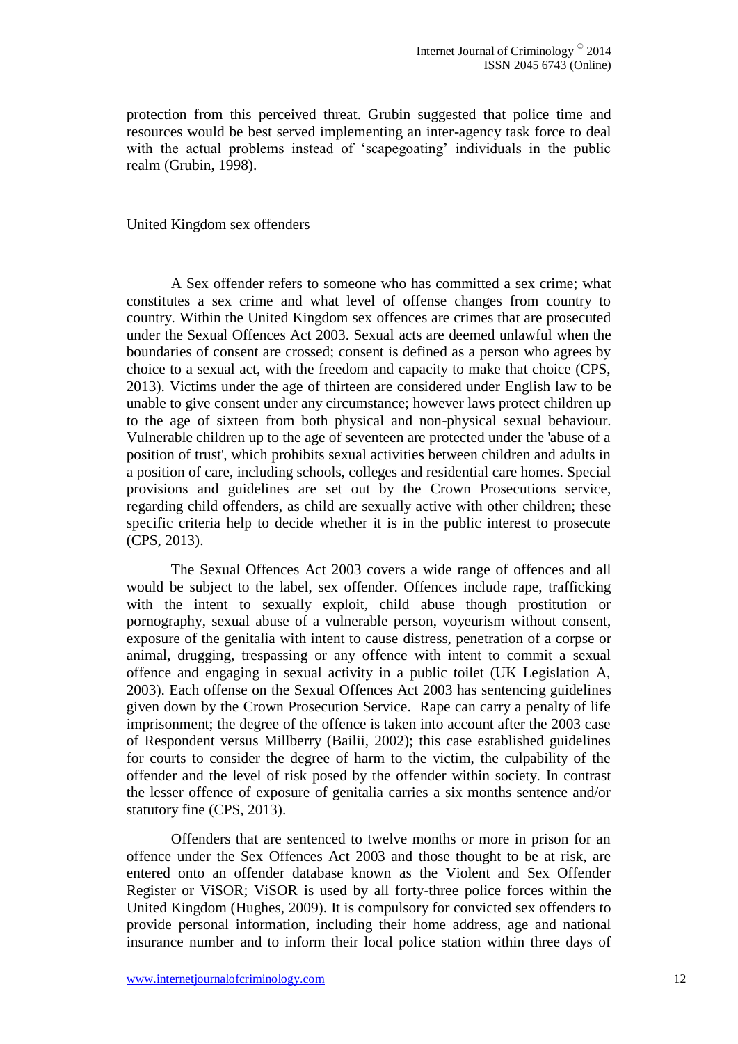protection from this perceived threat. Grubin suggested that police time and resources would be best served implementing an inter-agency task force to deal with the actual problems instead of 'scapegoating' individuals in the public realm (Grubin, 1998).

## United Kingdom sex offenders

A Sex offender refers to someone who has committed a sex crime; what constitutes a sex crime and what level of offense changes from country to country. Within the United Kingdom sex offences are crimes that are prosecuted under the Sexual Offences Act 2003. Sexual acts are deemed unlawful when the boundaries of consent are crossed; consent is defined as a person who agrees by choice to a sexual act, with the freedom and capacity to make that choice (CPS, 2013). Victims under the age of thirteen are considered under English law to be unable to give consent under any circumstance; however laws protect children up to the age of sixteen from both physical and non-physical sexual behaviour. Vulnerable children up to the age of seventeen are protected under the 'abuse of a position of trust', which prohibits sexual activities between children and adults in a position of care, including schools, colleges and residential care homes. Special provisions and guidelines are set out by the Crown Prosecutions service, regarding child offenders, as child are sexually active with other children; these specific criteria help to decide whether it is in the public interest to prosecute (CPS, 2013).

The Sexual Offences Act 2003 covers a wide range of offences and all would be subject to the label, sex offender. Offences include rape, trafficking with the intent to sexually exploit, child abuse though prostitution or pornography, sexual abuse of a vulnerable person, voyeurism without consent, exposure of the genitalia with intent to cause distress, penetration of a corpse or animal, drugging, trespassing or any offence with intent to commit a sexual offence and engaging in sexual activity in a public toilet (UK Legislation A, 2003). Each offense on the Sexual Offences Act 2003 has sentencing guidelines given down by the Crown Prosecution Service. Rape can carry a penalty of life imprisonment; the degree of the offence is taken into account after the 2003 case of Respondent versus Millberry (Bailii, 2002); this case established guidelines for courts to consider the degree of harm to the victim, the culpability of the offender and the level of risk posed by the offender within society. In contrast the lesser offence of exposure of genitalia carries a six months sentence and/or statutory fine (CPS, 2013).

Offenders that are sentenced to twelve months or more in prison for an offence under the Sex Offences Act 2003 and those thought to be at risk, are entered onto an offender database known as the Violent and Sex Offender Register or ViSOR; ViSOR is used by all forty-three police forces within the United Kingdom (Hughes, 2009). It is compulsory for convicted sex offenders to provide personal information, including their home address, age and national insurance number and to inform their local police station within three days of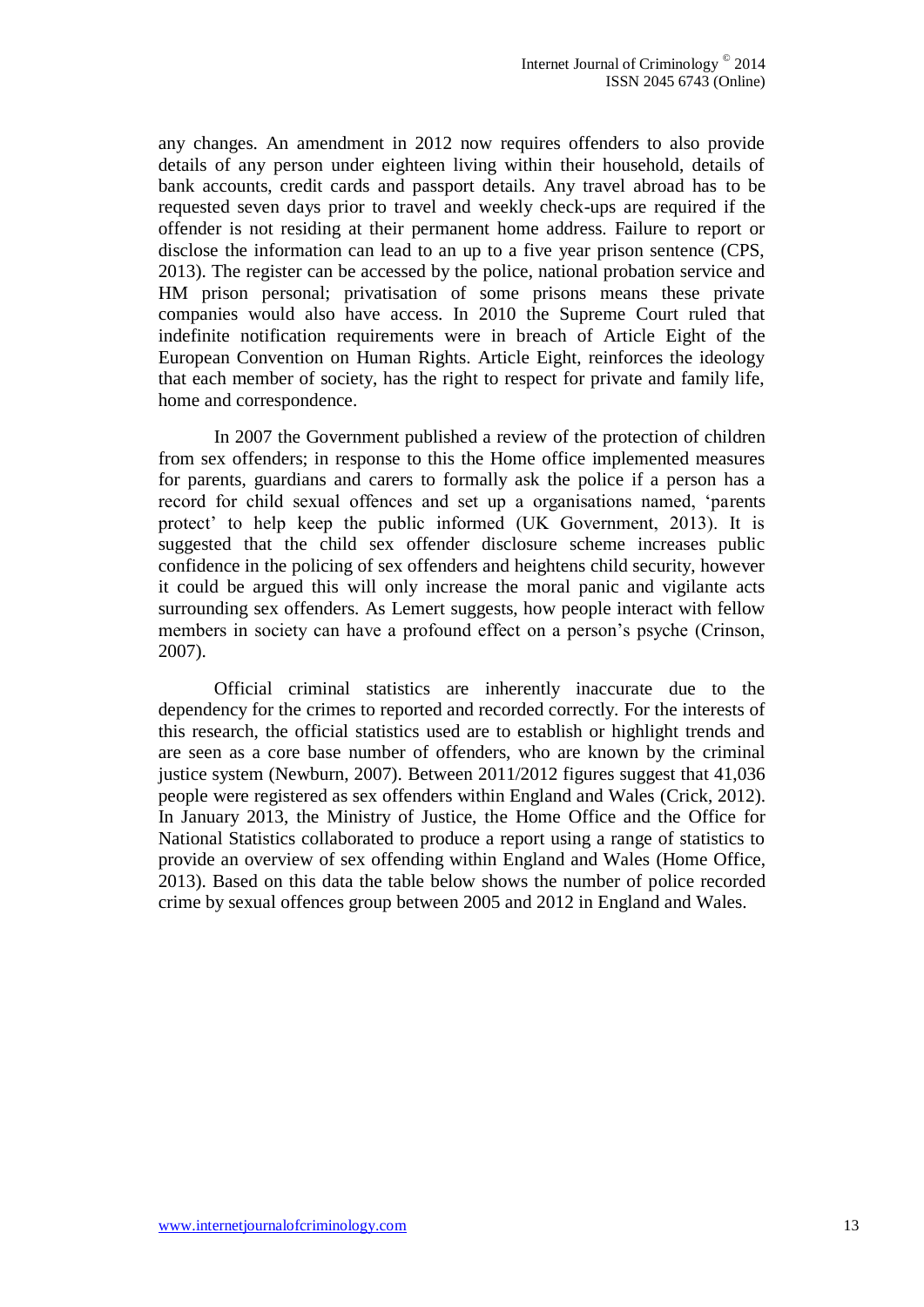any changes. An amendment in 2012 now requires offenders to also provide details of any person under eighteen living within their household, details of bank accounts, credit cards and passport details. Any travel abroad has to be requested seven days prior to travel and weekly check-ups are required if the offender is not residing at their permanent home address. Failure to report or disclose the information can lead to an up to a five year prison sentence (CPS, 2013). The register can be accessed by the police, national probation service and HM prison personal; privatisation of some prisons means these private companies would also have access. In 2010 the Supreme Court ruled that indefinite notification requirements were in breach of Article Eight of the European Convention on Human Rights. Article Eight, reinforces the ideology that each member of society, has the right to respect for private and family life, home and correspondence.

In 2007 the Government published a review of the protection of children from sex offenders; in response to this the Home office implemented measures for parents, guardians and carers to formally ask the police if a person has a record for child sexual offences and set up a organisations named, 'parents protect' to help keep the public informed (UK Government, 2013). It is suggested that the child sex offender disclosure scheme increases public confidence in the policing of sex offenders and heightens child security, however it could be argued this will only increase the moral panic and vigilante acts surrounding sex offenders. As Lemert suggests, how people interact with fellow members in society can have a profound effect on a person's psyche (Crinson, 2007).

Official criminal statistics are inherently inaccurate due to the dependency for the crimes to reported and recorded correctly. For the interests of this research, the official statistics used are to establish or highlight trends and are seen as a core base number of offenders, who are known by the criminal justice system (Newburn, 2007). Between 2011/2012 figures suggest that 41,036 people were registered as sex offenders within England and Wales (Crick, 2012). In January 2013, the Ministry of Justice, the Home Office and the Office for National Statistics collaborated to produce a report using a range of statistics to provide an overview of sex offending within England and Wales (Home Office, 2013). Based on this data the table below shows the number of police recorded crime by sexual offences group between 2005 and 2012 in England and Wales.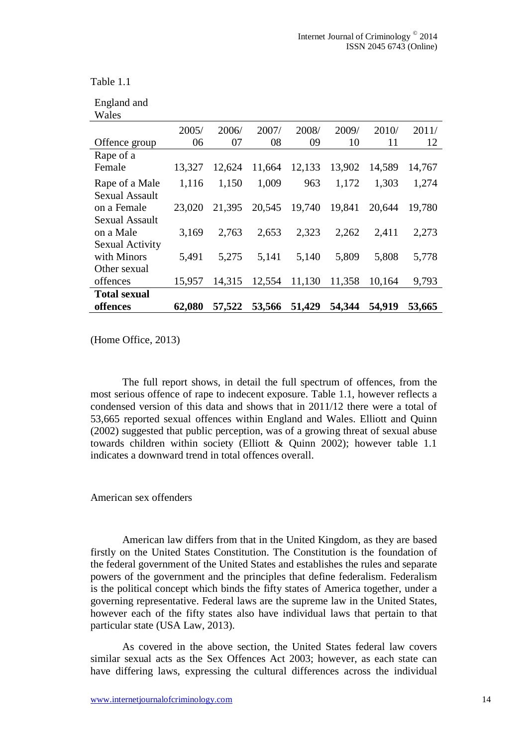Table 1.1

| England and Wales | | | | | | | |
|---|---|---|---|---|---|---|---|
| Offence group | 2005/06 | 2006/07 | 2007/08 | 2008/09 | 2009/10 | 2010/11 | 2011/12 |
| Rape of a Female | 13,327 | 12,624 | 11,664 | 12,133 | 13,902 | 14,589 | 14,767 |
| Rape of a Male | 1,116 | 1,150 | 1,009 | 963 | 1,172 | 1,303 | 1,274 |
| Sexual Assault on a Female | 23,020 | 21,395 | 20,545 | 19,740 | 19,841 | 20,644 | 19,780 |
| Sexual Assault on a Male | 3,169 | 2,763 | 2,653 | 2,323 | 2,262 | 2,411 | 2,273 |
| Sexual Activity with Minors | 5,491 | 5,275 | 5,141 | 5,140 | 5,809 | 5,808 | 5,778 |
| Other sexual offences | 15,957 | 14,315 | 12,554 | 11,130 | 11,358 | 10,164 | 9,793 |
| **Total sexual offences** | **62,080** | **57,522** | **53,566** | **51,429** | **54,344** | **54,919** | **53,665** |

(Home Office, 2013)

The full report shows, in detail the full spectrum of offences, from the most serious offence of rape to indecent exposure. Table 1.1, however reflects a condensed version of this data and shows that in 2011/12 there were a total of 53,665 reported sexual offences within England and Wales. Elliott and Quinn (2002) suggested that public perception, was of a growing threat of sexual abuse towards children within society (Elliott & Quinn 2002); however table 1.1 indicates a downward trend in total offences overall.

American sex offenders

American law differs from that in the United Kingdom, as they are based firstly on the United States Constitution. The Constitution is the foundation of the federal government of the United States and establishes the rules and separate powers of the government and the principles that define federalism. Federalism is the political concept which binds the fifty states of America together, under a governing representative. Federal laws are the supreme law in the United States, however each of the fifty states also have individual laws that pertain to that particular state (USA Law, 2013).

As covered in the above section, the United States federal law covers similar sexual acts as the Sex Offences Act 2003; however, as each state can have differing laws, expressing the cultural differences across the individual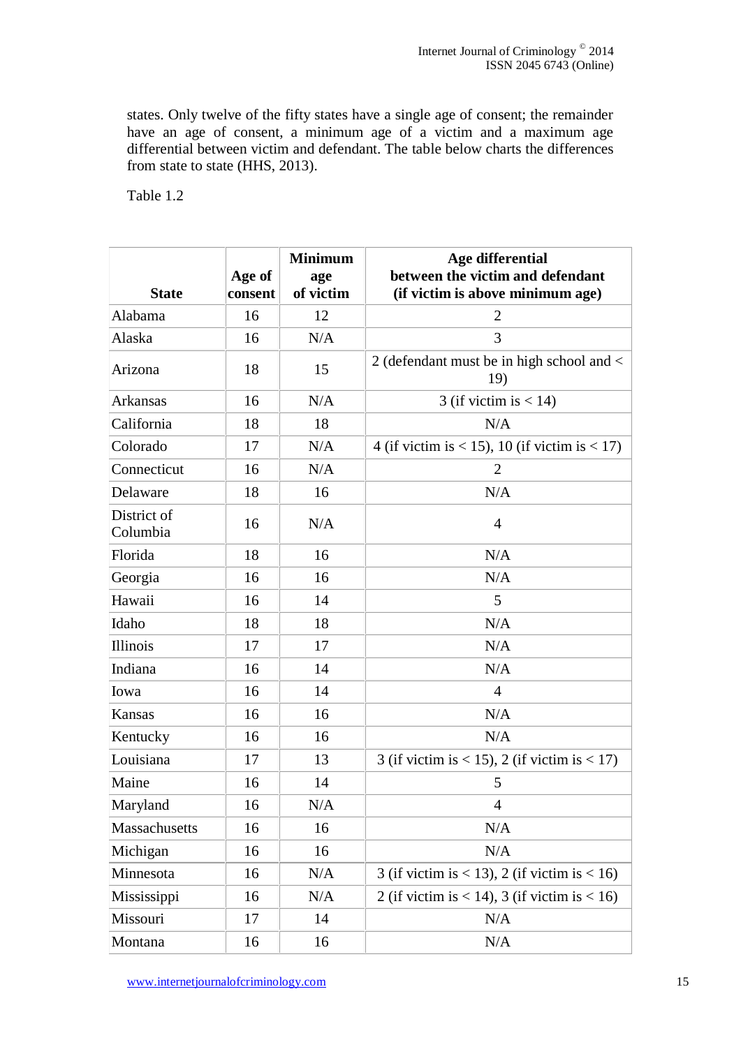states. Only twelve of the fifty states have a single age of consent; the remainder have an age of consent, a minimum age of a victim and a maximum age differential between victim and defendant. The table below charts the differences from state to state (HHS, 2013).

Table 1.2

| State | Age of consent | Minimum age of victim | Age differential between the victim and defendant (if victim is above minimum age) |
|---|---|---|---|
| Alabama | 16 | 12 | 2 |
| Alaska | 16 | N/A | 3 |
| Arizona | 18 | 15 | 2 (defendant must be in high school and < 19) |
| Arkansas | 16 | N/A | 3 (if victim is < 14) |
| California | 18 | 18 | N/A |
| Colorado | 17 | N/A | 4 (if victim is < 15), 10 (if victim is < 17) |
| Connecticut | 16 | N/A | 2 |
| Delaware | 18 | 16 | N/A |
| District of Columbia | 16 | N/A | 4 |
| Florida | 18 | 16 | N/A |
| Georgia | 16 | 16 | N/A |
| Hawaii | 16 | 14 | 5 |
| Idaho | 18 | 18 | N/A |
| Illinois | 17 | 17 | N/A |
| Indiana | 16 | 14 | N/A |
| Iowa | 16 | 14 | 4 |
| Kansas | 16 | 16 | N/A |
| Kentucky | 16 | 16 | N/A |
| Louisiana | 17 | 13 | 3 (if victim is < 15), 2 (if victim is < 17) |
| Maine | 16 | 14 | 5 |
| Maryland | 16 | N/A | 4 |
| Massachusetts | 16 | 16 | N/A |
| Michigan | 16 | 16 | N/A |
| Minnesota | 16 | N/A | 3 (if victim is < 13), 2 (if victim is < 16) |
| Mississippi | 16 | N/A | 2 (if victim is < 14), 3 (if victim is < 16) |
| Missouri | 17 | 14 | N/A |
| Montana | 16 | 16 | N/A |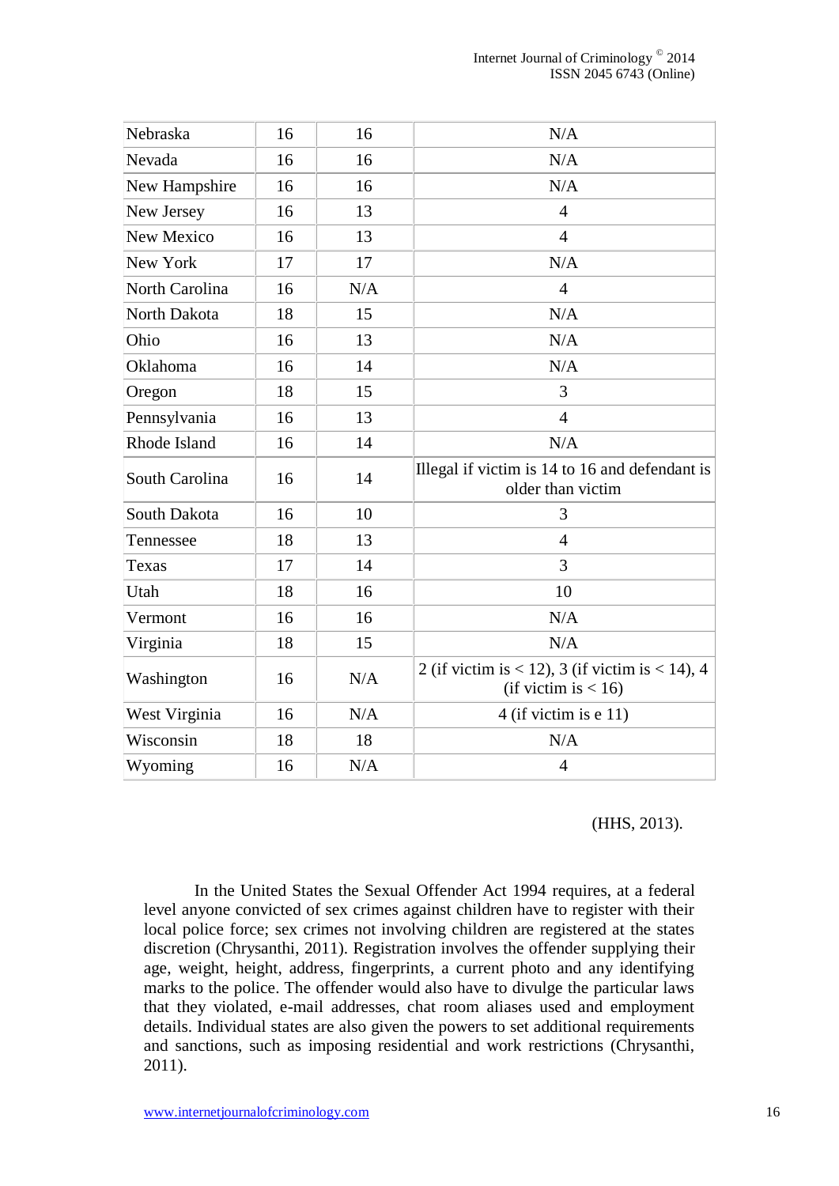| | | | |
|---|---|---|---|
| Nebraska | 16 | 16 | N/A |
| Nevada | 16 | 16 | N/A |
| New Hampshire | 16 | 16 | N/A |
| New Jersey | 16 | 13 | 4 |
| New Mexico | 16 | 13 | 4 |
| New York | 17 | 17 | N/A |
| North Carolina | 16 | N/A | 4 |
| North Dakota | 18 | 15 | N/A |
| Ohio | 16 | 13 | N/A |
| Oklahoma | 16 | 14 | N/A |
| Oregon | 18 | 15 | 3 |
| Pennsylvania | 16 | 13 | 4 |
| Rhode Island | 16 | 14 | N/A |
| South Carolina | 16 | 14 | Illegal if victim is 14 to 16 and defendant is older than victim |
| South Dakota | 16 | 10 | 3 |
| Tennessee | 18 | 13 | 4 |
| Texas | 17 | 14 | 3 |
| Utah | 18 | 16 | 10 |
| Vermont | 16 | 16 | N/A |
| Virginia | 18 | 15 | N/A |
| Washington | 16 | N/A | 2 (if victim is < 12), 3 (if victim is < 14), 4 (if victim is < 16) |
| West Virginia | 16 | N/A | 4 (if victim is e 11) |
| Wisconsin | 18 | 18 | N/A |
| Wyoming | 16 | N/A | 4 |

(HHS, 2013).

In the United States the Sexual Offender Act 1994 requires, at a federal level anyone convicted of sex crimes against children have to register with their local police force; sex crimes not involving children are registered at the states discretion (Chrysanthi, 2011). Registration involves the offender supplying their age, weight, height, address, fingerprints, a current photo and any identifying marks to the police. The offender would also have to divulge the particular laws that they violated, e-mail addresses, chat room aliases used and employment details. Individual states are also given the powers to set additional requirements and sanctions, such as imposing residential and work restrictions (Chrysanthi, 2011).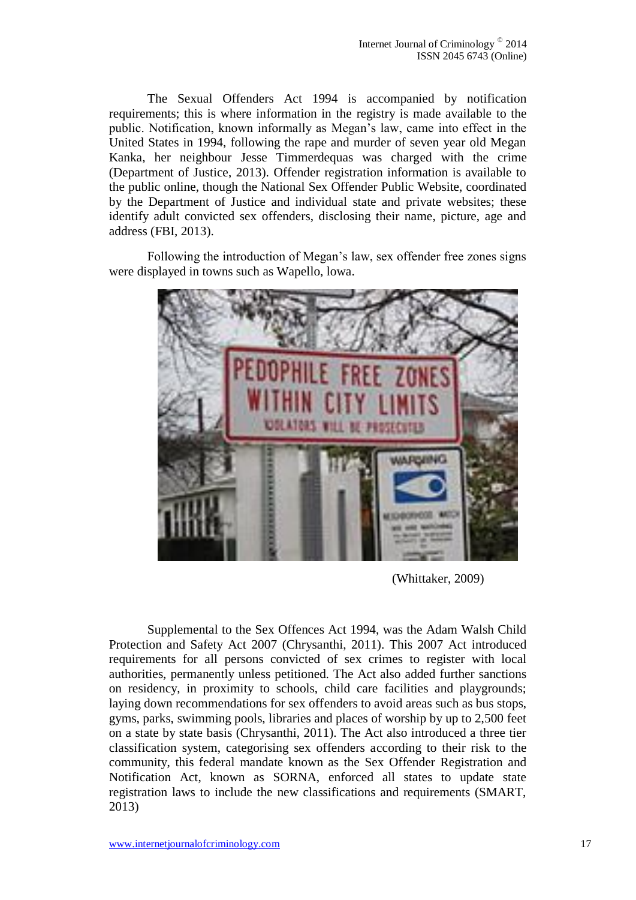The Sexual Offenders Act 1994 is accompanied by notification requirements; this is where information in the registry is made available to the public. Notification, known informally as Megan's law, came into effect in the United States in 1994, following the rape and murder of seven year old Megan Kanka, her neighbour Jesse Timmerdequas was charged with the crime (Department of Justice, 2013). Offender registration information is available to the public online, though the National Sex Offender Public Website, coordinated by the Department of Justice and individual state and private websites; these identify adult convicted sex offenders, disclosing their name, picture, age and address (FBI, 2013).

Following the introduction of Megan's law, sex offender free zones signs were displayed in towns such as Wapello, Iowa.

(Whittaker, 2009)

Supplemental to the Sex Offences Act 1994, was the Adam Walsh Child Protection and Safety Act 2007 (Chrysanthi, 2011). This 2007 Act introduced requirements for all persons convicted of sex crimes to register with local authorities, permanently unless petitioned. The Act also added further sanctions on residency, in proximity to schools, child care facilities and playgrounds; laying down recommendations for sex offenders to avoid areas such as bus stops, gyms, parks, swimming pools, libraries and places of worship by up to 2,500 feet on a state by state basis (Chrysanthi, 2011). The Act also introduced a three tier classification system, categorising sex offenders according to their risk to the community, this federal mandate known as the Sex Offender Registration and Notification Act, known as SORNA, enforced all states to update state registration laws to include the new classifications and requirements (SMART, 2013)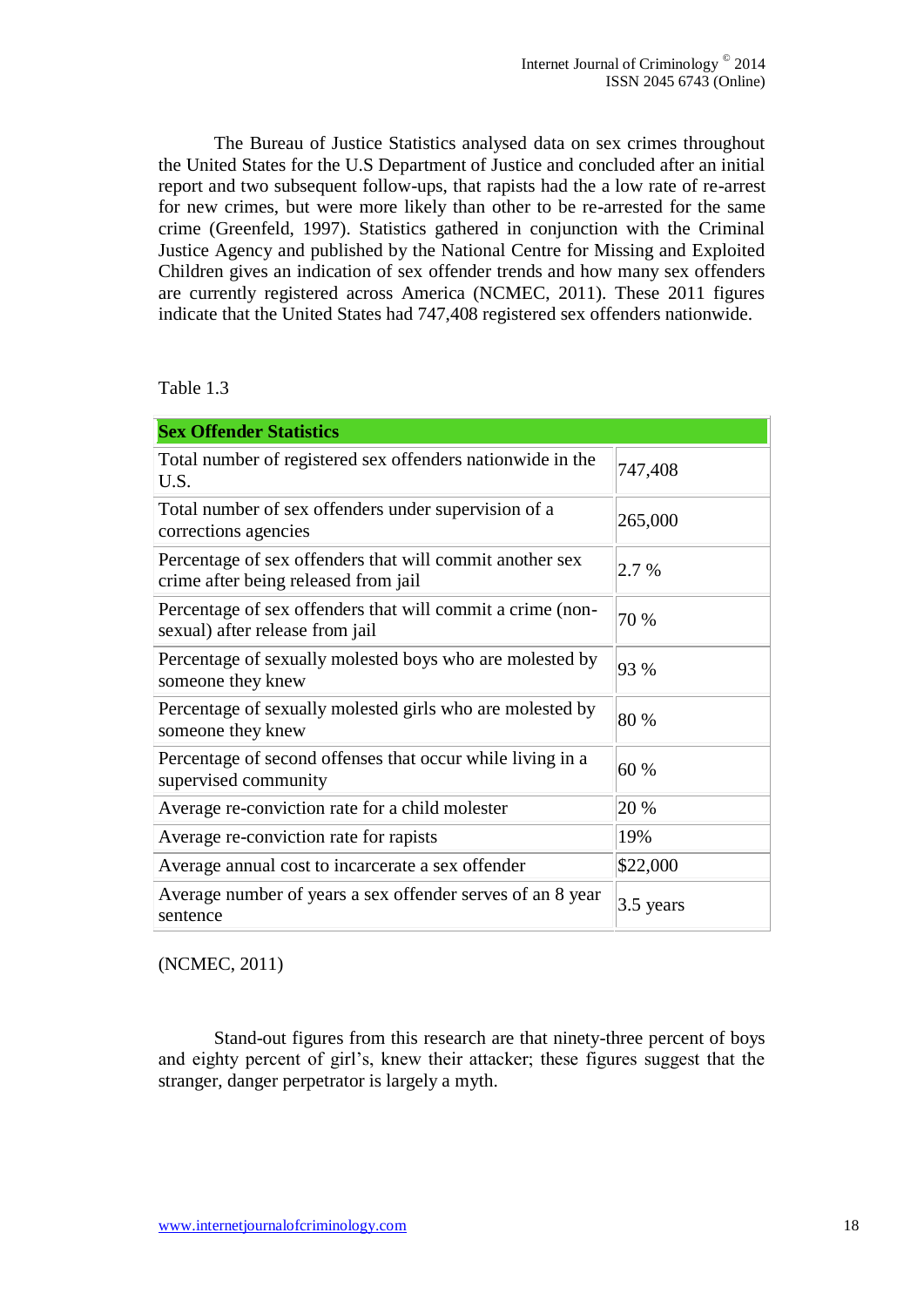The Bureau of Justice Statistics analysed data on sex crimes throughout the United States for the U.S Department of Justice and concluded after an initial report and two subsequent follow-ups, that rapists had the a low rate of re-arrest for new crimes, but were more likely than other to be re-arrested for the same crime (Greenfeld, 1997). Statistics gathered in conjunction with the Criminal Justice Agency and published by the National Centre for Missing and Exploited Children gives an indication of sex offender trends and how many sex offenders are currently registered across America (NCMEC, 2011). These 2011 figures indicate that the United States had 747,408 registered sex offenders nationwide.

Table 1.3

| **Sex Offender Statistics** | |
|---|---|
| Total number of registered sex offenders nationwide in the U.S. | 747,408 |
| Total number of sex offenders under supervision of a corrections agencies | 265,000 |
| Percentage of sex offenders that will commit another sex crime after being released from jail | 2.7 % |
| Percentage of sex offenders that will commit a crime (non-sexual) after release from jail | 70 % |
| Percentage of sexually molested boys who are molested by someone they knew | 93 % |
| Percentage of sexually molested girls who are molested by someone they knew | 80 % |
| Percentage of second offenses that occur while living in a supervised community | 60 % |
| Average re-conviction rate for a child molester | 20 % |
| Average re-conviction rate for rapists | 19% |
| Average annual cost to incarcerate a sex offender | $22,000 |
| Average number of years a sex offender serves of an 8 year sentence | 3.5 years |

(NCMEC, 2011)

Stand-out figures from this research are that ninety-three percent of boys and eighty percent of girl's, knew their attacker; these figures suggest that the stranger, danger perpetrator is largely a myth.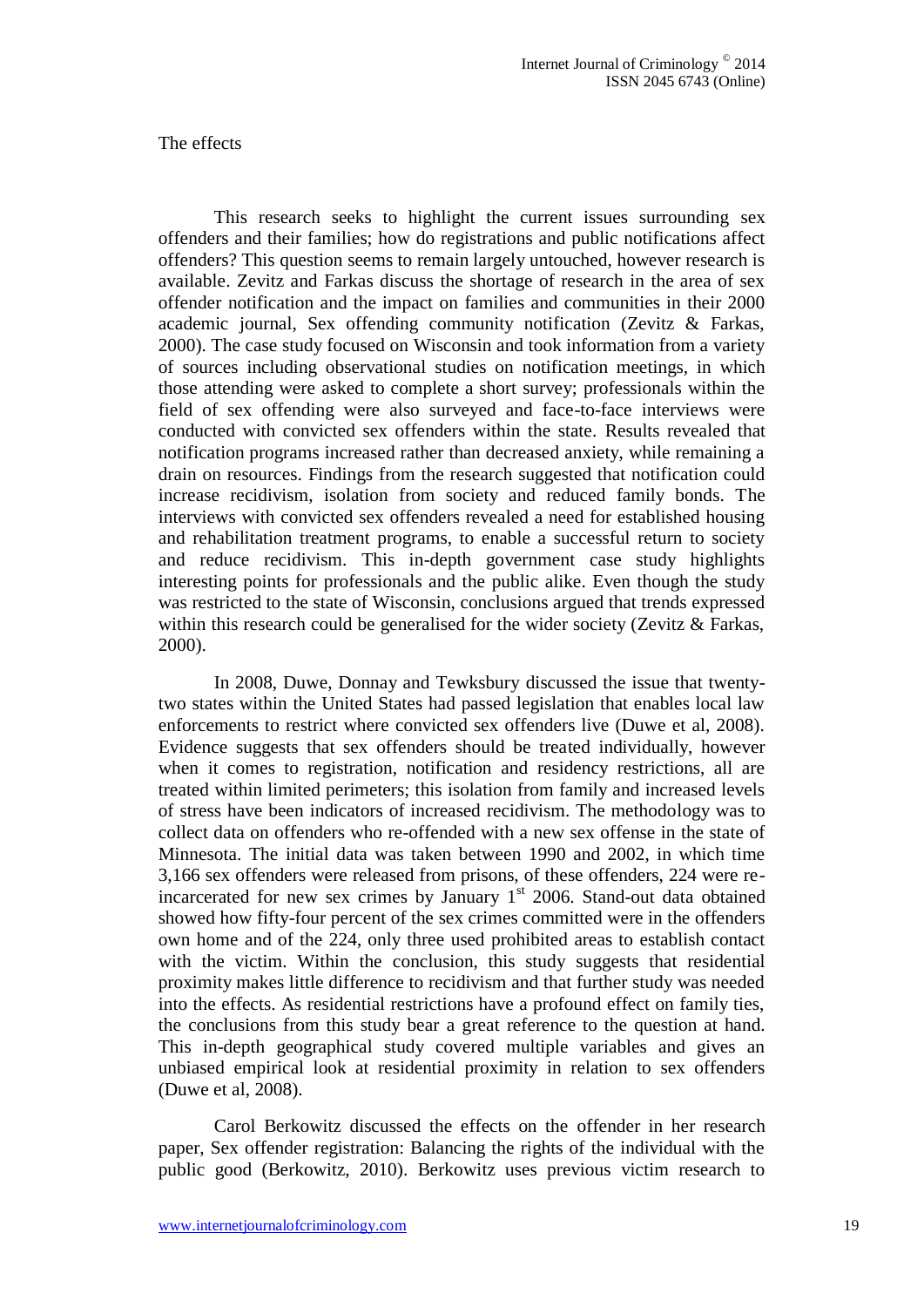The effects

This research seeks to highlight the current issues surrounding sex offenders and their families; how do registrations and public notifications affect offenders? This question seems to remain largely untouched, however research is available. Zevitz and Farkas discuss the shortage of research in the area of sex offender notification and the impact on families and communities in their 2000 academic journal, Sex offending community notification (Zevitz & Farkas, 2000). The case study focused on Wisconsin and took information from a variety of sources including observational studies on notification meetings, in which those attending were asked to complete a short survey; professionals within the field of sex offending were also surveyed and face-to-face interviews were conducted with convicted sex offenders within the state. Results revealed that notification programs increased rather than decreased anxiety, while remaining a drain on resources. Findings from the research suggested that notification could increase recidivism, isolation from society and reduced family bonds. The interviews with convicted sex offenders revealed a need for established housing and rehabilitation treatment programs, to enable a successful return to society and reduce recidivism. This in-depth government case study highlights interesting points for professionals and the public alike. Even though the study was restricted to the state of Wisconsin, conclusions argued that trends expressed within this research could be generalised for the wider society (Zevitz & Farkas, 2000).

In 2008, Duwe, Donnay and Tewksbury discussed the issue that twenty-two states within the United States had passed legislation that enables local law enforcements to restrict where convicted sex offenders live (Duwe et al, 2008). Evidence suggests that sex offenders should be treated individually, however when it comes to registration, notification and residency restrictions, all are treated within limited perimeters; this isolation from family and increased levels of stress have been indicators of increased recidivism. The methodology was to collect data on offenders who re-offended with a new sex offense in the state of Minnesota. The initial data was taken between 1990 and 2002, in which time 3,166 sex offenders were released from prisons, of these offenders, 224 were re-incarcerated for new sex crimes by January 1st 2006. Stand-out data obtained showed how fifty-four percent of the sex crimes committed were in the offenders own home and of the 224, only three used prohibited areas to establish contact with the victim. Within the conclusion, this study suggests that residential proximity makes little difference to recidivism and that further study was needed into the effects. As residential restrictions have a profound effect on family ties, the conclusions from this study bear a great reference to the question at hand. This in-depth geographical study covered multiple variables and gives an unbiased empirical look at residential proximity in relation to sex offenders (Duwe et al, 2008).

Carol Berkowitz discussed the effects on the offender in her research paper, Sex offender registration: Balancing the rights of the individual with the public good (Berkowitz, 2010). Berkowitz uses previous victim research to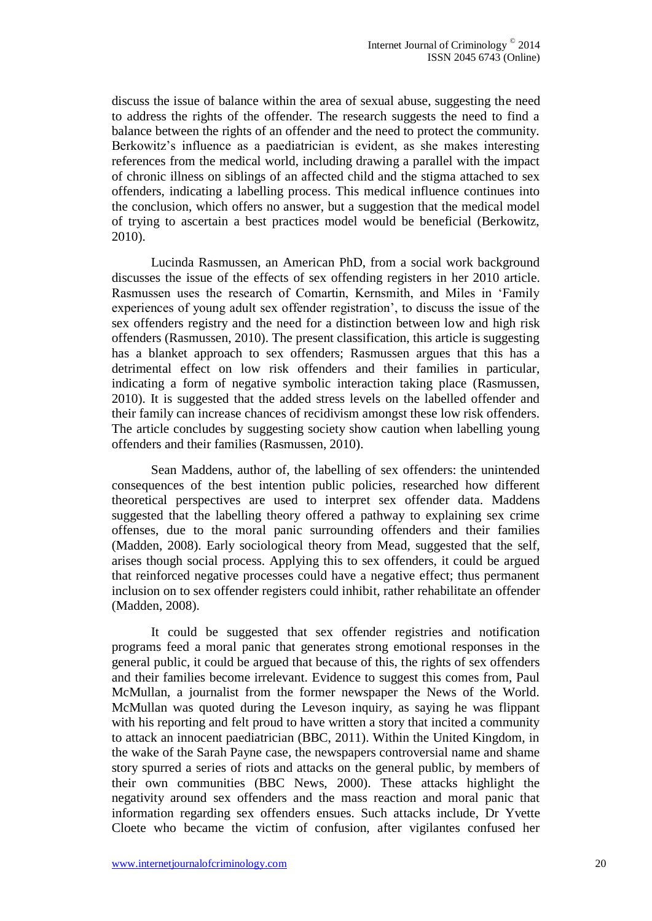discuss the issue of balance within the area of sexual abuse, suggesting the need to address the rights of the offender. The research suggests the need to find a balance between the rights of an offender and the need to protect the community. Berkowitz's influence as a paediatrician is evident, as she makes interesting references from the medical world, including drawing a parallel with the impact of chronic illness on siblings of an affected child and the stigma attached to sex offenders, indicating a labelling process. This medical influence continues into the conclusion, which offers no answer, but a suggestion that the medical model of trying to ascertain a best practices model would be beneficial (Berkowitz, 2010).

Lucinda Rasmussen, an American PhD, from a social work background discusses the issue of the effects of sex offending registers in her 2010 article. Rasmussen uses the research of Comartin, Kernsmith, and Miles in 'Family experiences of young adult sex offender registration', to discuss the issue of the sex offenders registry and the need for a distinction between low and high risk offenders (Rasmussen, 2010). The present classification, this article is suggesting has a blanket approach to sex offenders; Rasmussen argues that this has a detrimental effect on low risk offenders and their families in particular, indicating a form of negative symbolic interaction taking place (Rasmussen, 2010). It is suggested that the added stress levels on the labelled offender and their family can increase chances of recidivism amongst these low risk offenders. The article concludes by suggesting society show caution when labelling young offenders and their families (Rasmussen, 2010).

Sean Maddens, author of, the labelling of sex offenders: the unintended consequences of the best intention public policies, researched how different theoretical perspectives are used to interpret sex offender data. Maddens suggested that the labelling theory offered a pathway to explaining sex crime offenses, due to the moral panic surrounding offenders and their families (Madden, 2008). Early sociological theory from Mead, suggested that the self, arises though social process. Applying this to sex offenders, it could be argued that reinforced negative processes could have a negative effect; thus permanent inclusion on to sex offender registers could inhibit, rather rehabilitate an offender (Madden, 2008).

It could be suggested that sex offender registries and notification programs feed a moral panic that generates strong emotional responses in the general public, it could be argued that because of this, the rights of sex offenders and their families become irrelevant. Evidence to suggest this comes from, Paul McMullan, a journalist from the former newspaper the News of the World. McMullan was quoted during the Leveson inquiry, as saying he was flippant with his reporting and felt proud to have written a story that incited a community to attack an innocent paediatrician (BBC, 2011). Within the United Kingdom, in the wake of the Sarah Payne case, the newspapers controversial name and shame story spurred a series of riots and attacks on the general public, by members of their own communities (BBC News, 2000). These attacks highlight the negativity around sex offenders and the mass reaction and moral panic that information regarding sex offenders ensues. Such attacks include, Dr Yvette Cloete who became the victim of confusion, after vigilantes confused her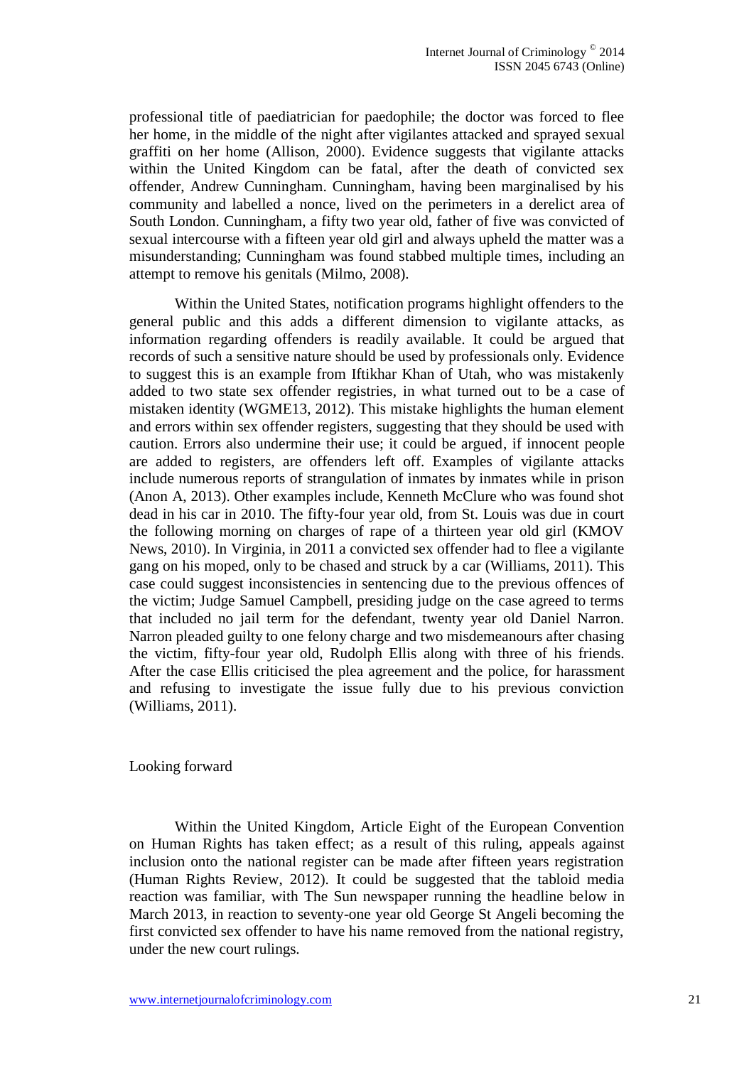professional title of paediatrician for paedophile; the doctor was forced to flee her home, in the middle of the night after vigilantes attacked and sprayed sexual graffiti on her home (Allison, 2000). Evidence suggests that vigilante attacks within the United Kingdom can be fatal, after the death of convicted sex offender, Andrew Cunningham. Cunningham, having been marginalised by his community and labelled a nonce, lived on the perimeters in a derelict area of South London. Cunningham, a fifty two year old, father of five was convicted of sexual intercourse with a fifteen year old girl and always upheld the matter was a misunderstanding; Cunningham was found stabbed multiple times, including an attempt to remove his genitals (Milmo, 2008).

Within the United States, notification programs highlight offenders to the general public and this adds a different dimension to vigilante attacks, as information regarding offenders is readily available. It could be argued that records of such a sensitive nature should be used by professionals only. Evidence to suggest this is an example from Iftikhar Khan of Utah, who was mistakenly added to two state sex offender registries, in what turned out to be a case of mistaken identity (WGME13, 2012). This mistake highlights the human element and errors within sex offender registers, suggesting that they should be used with caution. Errors also undermine their use; it could be argued, if innocent people are added to registers, are offenders left off. Examples of vigilante attacks include numerous reports of strangulation of inmates by inmates while in prison (Anon A, 2013). Other examples include, Kenneth McClure who was found shot dead in his car in 2010. The fifty-four year old, from St. Louis was due in court the following morning on charges of rape of a thirteen year old girl (KMOV News, 2010). In Virginia, in 2011 a convicted sex offender had to flee a vigilante gang on his moped, only to be chased and struck by a car (Williams, 2011). This case could suggest inconsistencies in sentencing due to the previous offences of the victim; Judge Samuel Campbell, presiding judge on the case agreed to terms that included no jail term for the defendant, twenty year old Daniel Narron. Narron pleaded guilty to one felony charge and two misdemeanours after chasing the victim, fifty-four year old, Rudolph Ellis along with three of his friends. After the case Ellis criticised the plea agreement and the police, for harassment and refusing to investigate the issue fully due to his previous conviction (Williams, 2011).

## Looking forward

Within the United Kingdom, Article Eight of the European Convention on Human Rights has taken effect; as a result of this ruling, appeals against inclusion onto the national register can be made after fifteen years registration (Human Rights Review, 2012). It could be suggested that the tabloid media reaction was familiar, with The Sun newspaper running the headline below in March 2013, in reaction to seventy-one year old George St Angeli becoming the first convicted sex offender to have his name removed from the national registry, under the new court rulings.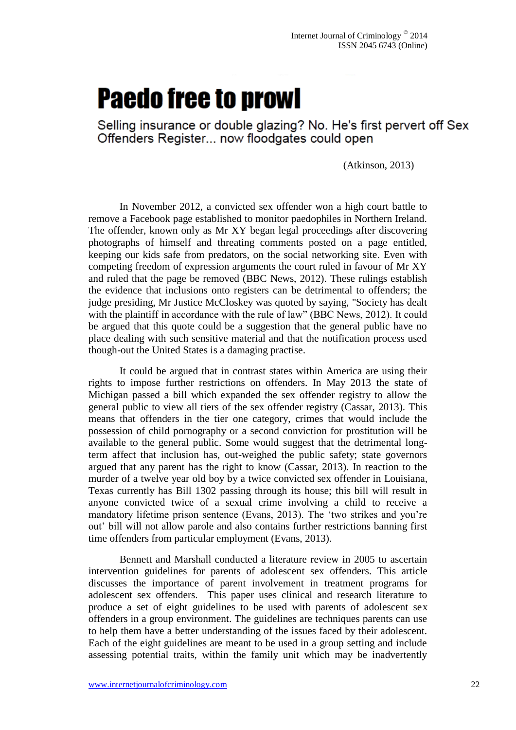# Paedo free to prowl

Selling insurance or double glazing? No. He's first pervert off Sex Offenders Register... now floodgates could open

(Atkinson, 2013)

In November 2012, a convicted sex offender won a high court battle to remove a Facebook page established to monitor paedophiles in Northern Ireland. The offender, known only as Mr XY began legal proceedings after discovering photographs of himself and threating comments posted on a page entitled, keeping our kids safe from predators, on the social networking site. Even with competing freedom of expression arguments the court ruled in favour of Mr XY and ruled that the page be removed (BBC News, 2012). These rulings establish the evidence that inclusions onto registers can be detrimental to offenders; the judge presiding, Mr Justice McCloskey was quoted by saying, "Society has dealt with the plaintiff in accordance with the rule of law" (BBC News, 2012). It could be argued that this quote could be a suggestion that the general public have no place dealing with such sensitive material and that the notification process used though-out the United States is a damaging practise.

It could be argued that in contrast states within America are using their rights to impose further restrictions on offenders. In May 2013 the state of Michigan passed a bill which expanded the sex offender registry to allow the general public to view all tiers of the sex offender registry (Cassar, 2013). This means that offenders in the tier one category, crimes that would include the possession of child pornography or a second conviction for prostitution will be available to the general public. Some would suggest that the detrimental long-term affect that inclusion has, out-weighed the public safety; state governors argued that any parent has the right to know (Cassar, 2013). In reaction to the murder of a twelve year old boy by a twice convicted sex offender in Louisiana, Texas currently has Bill 1302 passing through its house; this bill will result in anyone convicted twice of a sexual crime involving a child to receive a mandatory lifetime prison sentence (Evans, 2013). The 'two strikes and you're out' bill will not allow parole and also contains further restrictions banning first time offenders from particular employment (Evans, 2013).

Bennett and Marshall conducted a literature review in 2005 to ascertain intervention guidelines for parents of adolescent sex offenders. This article discusses the importance of parent involvement in treatment programs for adolescent sex offenders. This paper uses clinical and research literature to produce a set of eight guidelines to be used with parents of adolescent sex offenders in a group environment. The guidelines are techniques parents can use to help them have a better understanding of the issues faced by their adolescent. Each of the eight guidelines are meant to be used in a group setting and include assessing potential traits, within the family unit which may be inadvertently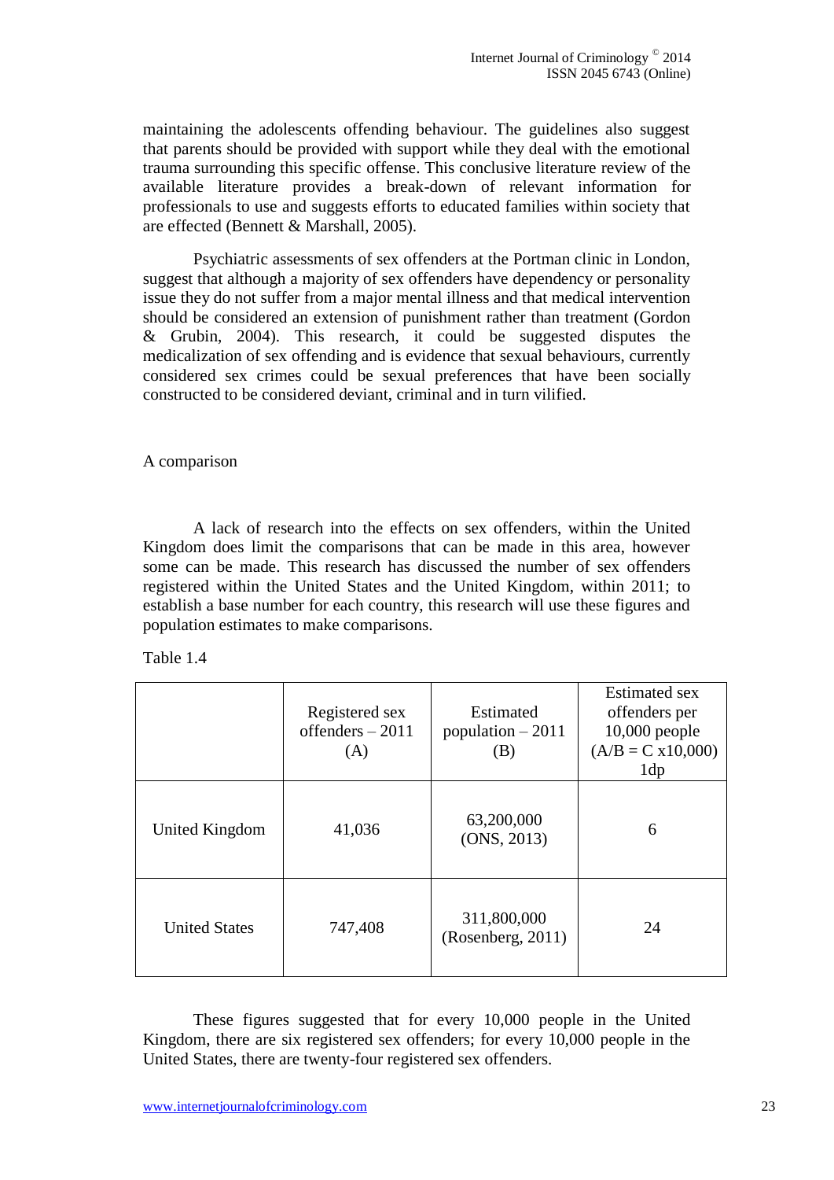maintaining the adolescents offending behaviour. The guidelines also suggest that parents should be provided with support while they deal with the emotional trauma surrounding this specific offense. This conclusive literature review of the available literature provides a break-down of relevant information for professionals to use and suggests efforts to educated families within society that are effected (Bennett & Marshall, 2005).

Psychiatric assessments of sex offenders at the Portman clinic in London, suggest that although a majority of sex offenders have dependency or personality issue they do not suffer from a major mental illness and that medical intervention should be considered an extension of punishment rather than treatment (Gordon & Grubin, 2004). This research, it could be suggested disputes the medicalization of sex offending and is evidence that sexual behaviours, currently considered sex crimes could be sexual preferences that have been socially constructed to be considered deviant, criminal and in turn vilified.

## A comparison

A lack of research into the effects on sex offenders, within the United Kingdom does limit the comparisons that can be made in this area, however some can be made. This research has discussed the number of sex offenders registered within the United States and the United Kingdom, within 2011; to establish a base number for each country, this research will use these figures and population estimates to make comparisons.

Table 1.4

| | Registered sex offenders – 2011 (A) | Estimated population – 2011 (B) | Estimated sex offenders per 10,000 people (A/B = C x10,000) 1dp |
|---|---|---|---|
| United Kingdom | 41,036 | 63,200,000 (ONS, 2013) | 6 |
| United States | 747,408 | 311,800,000 (Rosenberg, 2011) | 24 |

These figures suggested that for every 10,000 people in the United Kingdom, there are six registered sex offenders; for every 10,000 people in the United States, there are twenty-four registered sex offenders.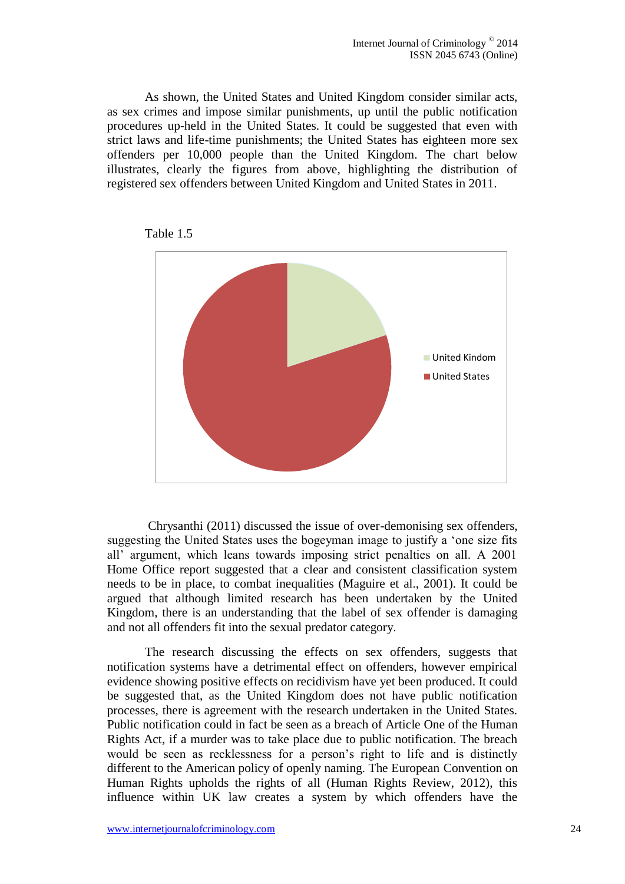As shown, the United States and United Kingdom consider similar acts, as sex crimes and impose similar punishments, up until the public notification procedures up-held in the United States. It could be suggested that even with strict laws and life-time punishments; the United States has eighteen more sex offenders per 10,000 people than the United Kingdom. The chart below illustrates, clearly the figures from above, highlighting the distribution of registered sex offenders between United Kingdom and United States in 2011.

Table 1.5

United Kindom

United States

Chrysanthi (2011) discussed the issue of over-demonising sex offenders, suggesting the United States uses the bogeyman image to justify a 'one size fits all' argument, which leans towards imposing strict penalties on all. A 2001 Home Office report suggested that a clear and consistent classification system needs to be in place, to combat inequalities (Maguire et al., 2001). It could be argued that although limited research has been undertaken by the United Kingdom, there is an understanding that the label of sex offender is damaging and not all offenders fit into the sexual predator category.

The research discussing the effects on sex offenders, suggests that notification systems have a detrimental effect on offenders, however empirical evidence showing positive effects on recidivism have yet been produced. It could be suggested that, as the United Kingdom does not have public notification processes, there is agreement with the research undertaken in the United States. Public notification could in fact be seen as a breach of Article One of the Human Rights Act, if a murder was to take place due to public notification. The breach would be seen as recklessness for a person's right to life and is distinctly different to the American policy of openly naming. The European Convention on Human Rights upholds the rights of all (Human Rights Review, 2012), this influence within UK law creates a system by which offenders have the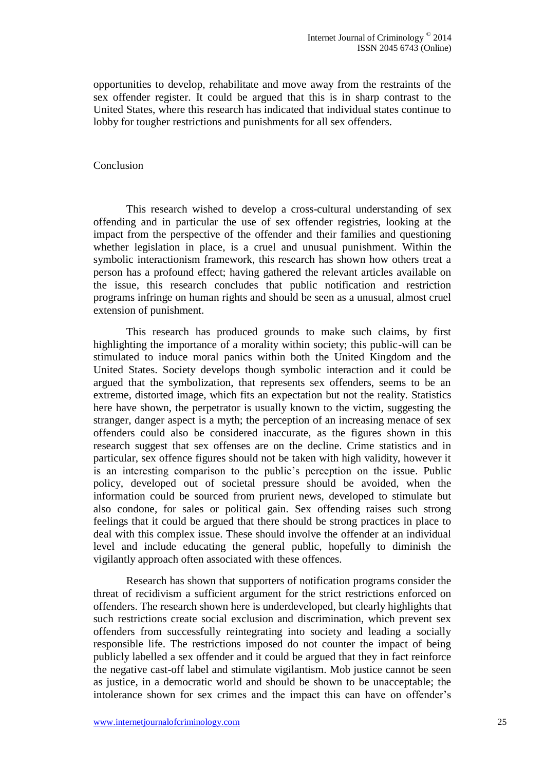opportunities to develop, rehabilitate and move away from the restraints of the sex offender register. It could be argued that this is in sharp contrast to the United States, where this research has indicated that individual states continue to lobby for tougher restrictions and punishments for all sex offenders.

## Conclusion

This research wished to develop a cross-cultural understanding of sex offending and in particular the use of sex offender registries, looking at the impact from the perspective of the offender and their families and questioning whether legislation in place, is a cruel and unusual punishment. Within the symbolic interactionism framework, this research has shown how others treat a person has a profound effect; having gathered the relevant articles available on the issue, this research concludes that public notification and restriction programs infringe on human rights and should be seen as a unusual, almost cruel extension of punishment.

This research has produced grounds to make such claims, by first highlighting the importance of a morality within society; this public-will can be stimulated to induce moral panics within both the United Kingdom and the United States. Society develops though symbolic interaction and it could be argued that the symbolization, that represents sex offenders, seems to be an extreme, distorted image, which fits an expectation but not the reality. Statistics here have shown, the perpetrator is usually known to the victim, suggesting the stranger, danger aspect is a myth; the perception of an increasing menace of sex offenders could also be considered inaccurate, as the figures shown in this research suggest that sex offenses are on the decline. Crime statistics and in particular, sex offence figures should not be taken with high validity, however it is an interesting comparison to the public's perception on the issue. Public policy, developed out of societal pressure should be avoided, when the information could be sourced from prurient news, developed to stimulate but also condone, for sales or political gain. Sex offending raises such strong feelings that it could be argued that there should be strong practices in place to deal with this complex issue. These should involve the offender at an individual level and include educating the general public, hopefully to diminish the vigilantly approach often associated with these offences.

Research has shown that supporters of notification programs consider the threat of recidivism a sufficient argument for the strict restrictions enforced on offenders. The research shown here is underdeveloped, but clearly highlights that such restrictions create social exclusion and discrimination, which prevent sex offenders from successfully reintegrating into society and leading a socially responsible life. The restrictions imposed do not counter the impact of being publicly labelled a sex offender and it could be argued that they in fact reinforce the negative cast-off label and stimulate vigilantism. Mob justice cannot be seen as justice, in a democratic world and should be shown to be unacceptable; the intolerance shown for sex crimes and the impact this can have on offender's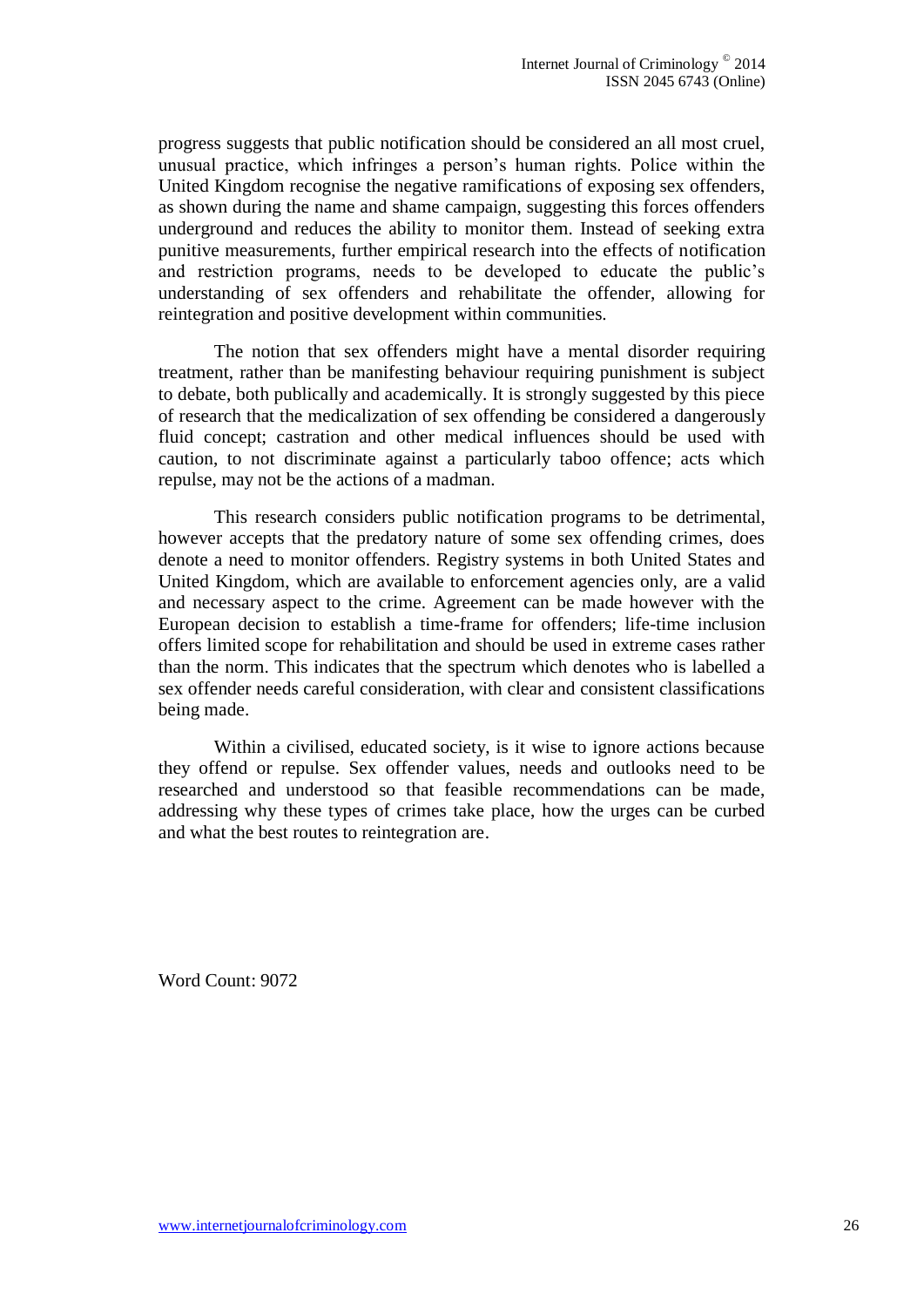progress suggests that public notification should be considered an all most cruel, unusual practice, which infringes a person's human rights. Police within the United Kingdom recognise the negative ramifications of exposing sex offenders, as shown during the name and shame campaign, suggesting this forces offenders underground and reduces the ability to monitor them. Instead of seeking extra punitive measurements, further empirical research into the effects of notification and restriction programs, needs to be developed to educate the public's understanding of sex offenders and rehabilitate the offender, allowing for reintegration and positive development within communities.

The notion that sex offenders might have a mental disorder requiring treatment, rather than be manifesting behaviour requiring punishment is subject to debate, both publically and academically. It is strongly suggested by this piece of research that the medicalization of sex offending be considered a dangerously fluid concept; castration and other medical influences should be used with caution, to not discriminate against a particularly taboo offence; acts which repulse, may not be the actions of a madman.

This research considers public notification programs to be detrimental, however accepts that the predatory nature of some sex offending crimes, does denote a need to monitor offenders. Registry systems in both United States and United Kingdom, which are available to enforcement agencies only, are a valid and necessary aspect to the crime. Agreement can be made however with the European decision to establish a time-frame for offenders; life-time inclusion offers limited scope for rehabilitation and should be used in extreme cases rather than the norm. This indicates that the spectrum which denotes who is labelled a sex offender needs careful consideration, with clear and consistent classifications being made.

Within a civilised, educated society, is it wise to ignore actions because they offend or repulse. Sex offender values, needs and outlooks need to be researched and understood so that feasible recommendations can be made, addressing why these types of crimes take place, how the urges can be curbed and what the best routes to reintegration are.

Word Count: 9072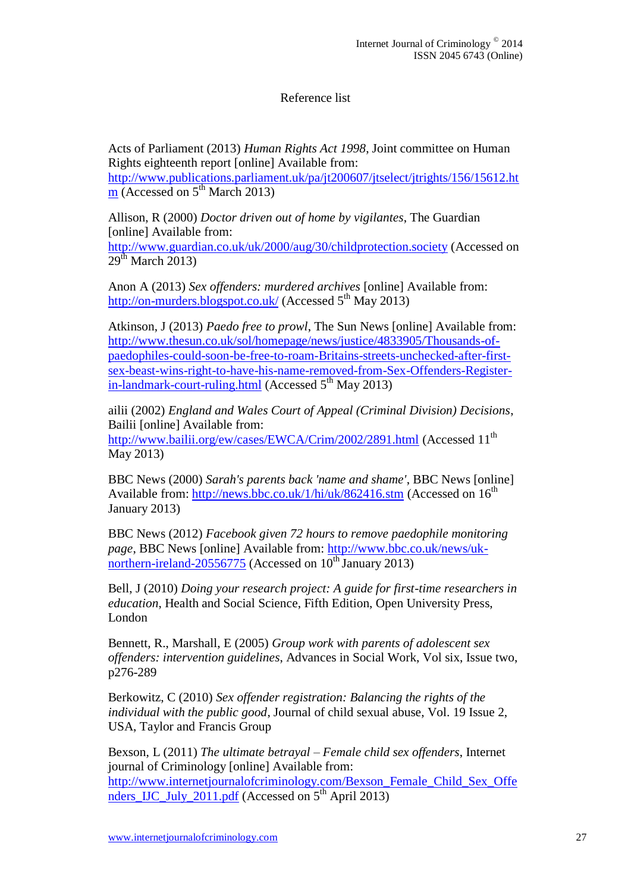Reference list

Acts of Parliament (2013) *Human Rights Act 1998*, Joint committee on Human Rights eighteenth report [online] Available from: http://www.publications.parliament.uk/pa/jt200607/jtselect/jtrights/156/15612.htm (Accessed on 5th March 2013)

Allison, R (2000) *Doctor driven out of home by vigilantes*, The Guardian [online] Available from: http://www.guardian.co.uk/uk/2000/aug/30/childprotection.society (Accessed on 29th March 2013)

Anon A (2013) *Sex offenders: murdered archives* [online] Available from: http://on-murders.blogspot.co.uk/ (Accessed 5th May 2013)

Atkinson, J (2013) *Paedo free to prowl*, The Sun News [online] Available from: http://www.thesun.co.uk/sol/homepage/news/justice/4833905/Thousands-of-paedophiles-could-soon-be-free-to-roam-Britains-streets-unchecked-after-first-sex-beast-wins-right-to-have-his-name-removed-from-Sex-Offenders-Register-in-landmark-court-ruling.html (Accessed 5th May 2013)

ailii (2002) *England and Wales Court of Appeal (Criminal Division) Decisions*, Bailii [online] Available from: http://www.bailii.org/ew/cases/EWCA/Crim/2002/2891.html (Accessed 11th May 2013)

BBC News (2000) *Sarah's parents back 'name and shame'*, BBC News [online] Available from: http://news.bbc.co.uk/1/hi/uk/862416.stm (Accessed on 16th January 2013)

BBC News (2012) *Facebook given 72 hours to remove paedophile monitoring page*, BBC News [online] Available from: http://www.bbc.co.uk/news/uk-northern-ireland-20556775 (Accessed on 10th January 2013)

Bell, J (2010) *Doing your research project: A guide for first-time researchers in education*, Health and Social Science, Fifth Edition, Open University Press, London

Bennett, R., Marshall, E (2005) *Group work with parents of adolescent sex offenders: intervention guidelines*, Advances in Social Work, Vol six, Issue two, p276-289

Berkowitz, C (2010) *Sex offender registration: Balancing the rights of the individual with the public good*, Journal of child sexual abuse, Vol. 19 Issue 2, USA, Taylor and Francis Group

Bexson, L (2011) *The ultimate betrayal – Female child sex offenders*, Internet journal of Criminology [online] Available from: http://www.internetjournalofcriminology.com/Bexson_Female_Child_Sex_Offenders_IJC_July_2011.pdf (Accessed on 5th April 2013)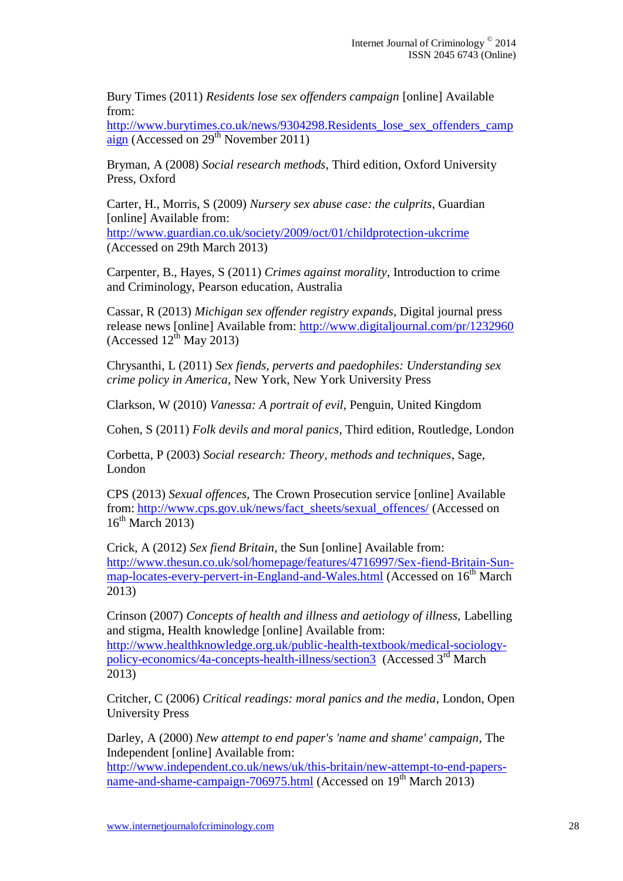Bury Times (2011) *Residents lose sex offenders campaign* [online] Available from: http://www.burytimes.co.uk/news/9304298.Residents_lose_sex_offenders_campaign (Accessed on 29th November 2011)

Bryman, A (2008) *Social research methods*, Third edition, Oxford University Press, Oxford

Carter, H., Morris, S (2009) *Nursery sex abuse case: the culprits*, Guardian [online] Available from: http://www.guardian.co.uk/society/2009/oct/01/childprotection-ukcrime (Accessed on 29th March 2013)

Carpenter, B., Hayes, S (2011) *Crimes against morality*, Introduction to crime and Criminology, Pearson education, Australia

Cassar, R (2013) *Michigan sex offender registry expands*, Digital journal press release news [online] Available from: http://www.digitaljournal.com/pr/1232960 (Accessed 12th May 2013)

Chrysanthi, L (2011) *Sex fiends, perverts and paedophiles: Understanding sex crime policy in America*, New York, New York University Press

Clarkson, W (2010) *Vanessa: A portrait of evil*, Penguin, United Kingdom

Cohen, S (2011) *Folk devils and moral panics*, Third edition, Routledge, London

Corbetta, P (2003) *Social research: Theory, methods and techniques*, Sage, London

CPS (2013) *Sexual offences,* The Crown Prosecution service [online] Available from: http://www.cps.gov.uk/news/fact_sheets/sexual_offences/ (Accessed on 16th March 2013)

Crick, A (2012) *Sex fiend Britain*, the Sun [online] Available from: http://www.thesun.co.uk/sol/homepage/features/4716997/Sex-fiend-Britain-Sun-map-locates-every-pervert-in-England-and-Wales.html (Accessed on 16th March 2013)

Crinson (2007) *Concepts of health and illness and aetiology of illness*, Labelling and stigma, Health knowledge [online] Available from: http://www.healthknowledge.org.uk/public-health-textbook/medical-sociology-policy-economics/4a-concepts-health-illness/section3 (Accessed 3rd March 2013)

Critcher, C (2006) *Critical readings: moral panics and the media*, London, Open University Press

Darley, A (2000) *New attempt to end paper's 'name and shame' campaign*, The Independent [online] Available from: http://www.independent.co.uk/news/uk/this-britain/new-attempt-to-end-papers-name-and-shame-campaign-706975.html (Accessed on 19th March 2013)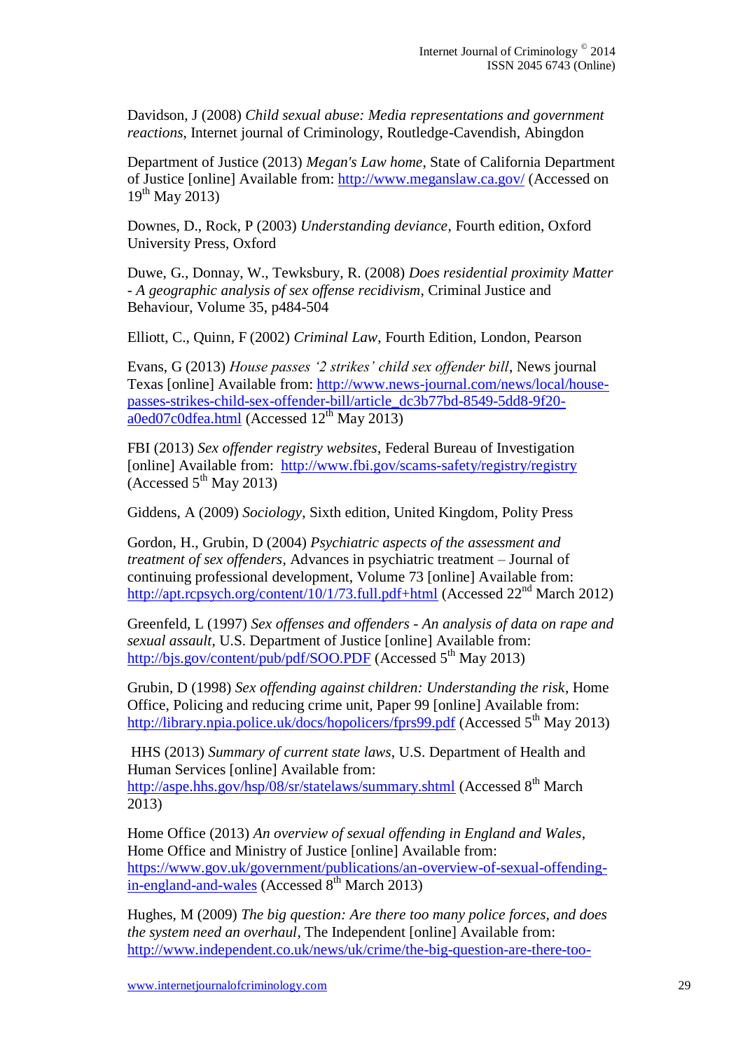Davidson, J (2008) *Child sexual abuse: Media representations and government reactions*, Internet journal of Criminology, Routledge-Cavendish, Abingdon

Department of Justice (2013) *Megan's Law home*, State of California Department of Justice [online] Available from: http://www.meganslaw.ca.gov/ (Accessed on 19th May 2013)

Downes, D., Rock, P (2003) *Understanding deviance*, Fourth edition, Oxford University Press, Oxford

Duwe, G., Donnay, W., Tewksbury, R. (2008) *Does residential proximity Matter - A geographic analysis of sex offense recidivism*, Criminal Justice and Behaviour, Volume 35, p484-504

Elliott, C., Quinn, F (2002) *Criminal Law*, Fourth Edition, London, Pearson

Evans, G (2013) *House passes '2 strikes' child sex offender bill*, News journal Texas [online] Available from: http://www.news-journal.com/news/local/house-passes-strikes-child-sex-offender-bill/article_dc3b77bd-8549-5dd8-9f20-a0ed07c0dfea.html (Accessed 12th May 2013)

FBI (2013) *Sex offender registry websites*, Federal Bureau of Investigation [online] Available from: http://www.fbi.gov/scams-safety/registry/registry (Accessed 5th May 2013)

Giddens, A (2009) *Sociology*, Sixth edition, United Kingdom, Polity Press

Gordon, H., Grubin, D (2004) *Psychiatric aspects of the assessment and treatment of sex offenders*, Advances in psychiatric treatment – Journal of continuing professional development, Volume 73 [online] Available from: http://apt.rcpsych.org/content/10/1/73.full.pdf+html (Accessed 22nd March 2012)

Greenfeld, L (1997) *Sex offenses and offenders - An analysis of data on rape and sexual assault*, U.S. Department of Justice [online] Available from: http://bjs.gov/content/pub/pdf/SOO.PDF (Accessed 5th May 2013)

Grubin, D (1998) *Sex offending against children: Understanding the risk*, Home Office, Policing and reducing crime unit, Paper 99 [online] Available from: http://library.npia.police.uk/docs/hopolicers/fprs99.pdf (Accessed 5th May 2013)

HHS (2013) *Summary of current state laws*, U.S. Department of Health and Human Services [online] Available from: http://aspe.hhs.gov/hsp/08/sr/statelaws/summary.shtml (Accessed 8th March 2013)

Home Office (2013) *An overview of sexual offending in England and Wales*, Home Office and Ministry of Justice [online] Available from: https://www.gov.uk/government/publications/an-overview-of-sexual-offending-in-england-and-wales (Accessed 8th March 2013)

Hughes, M (2009) *The big question: Are there too many police forces, and does the system need an overhaul*, The Independent [online] Available from: http://www.independent.co.uk/news/uk/crime/the-big-question-are-there-too-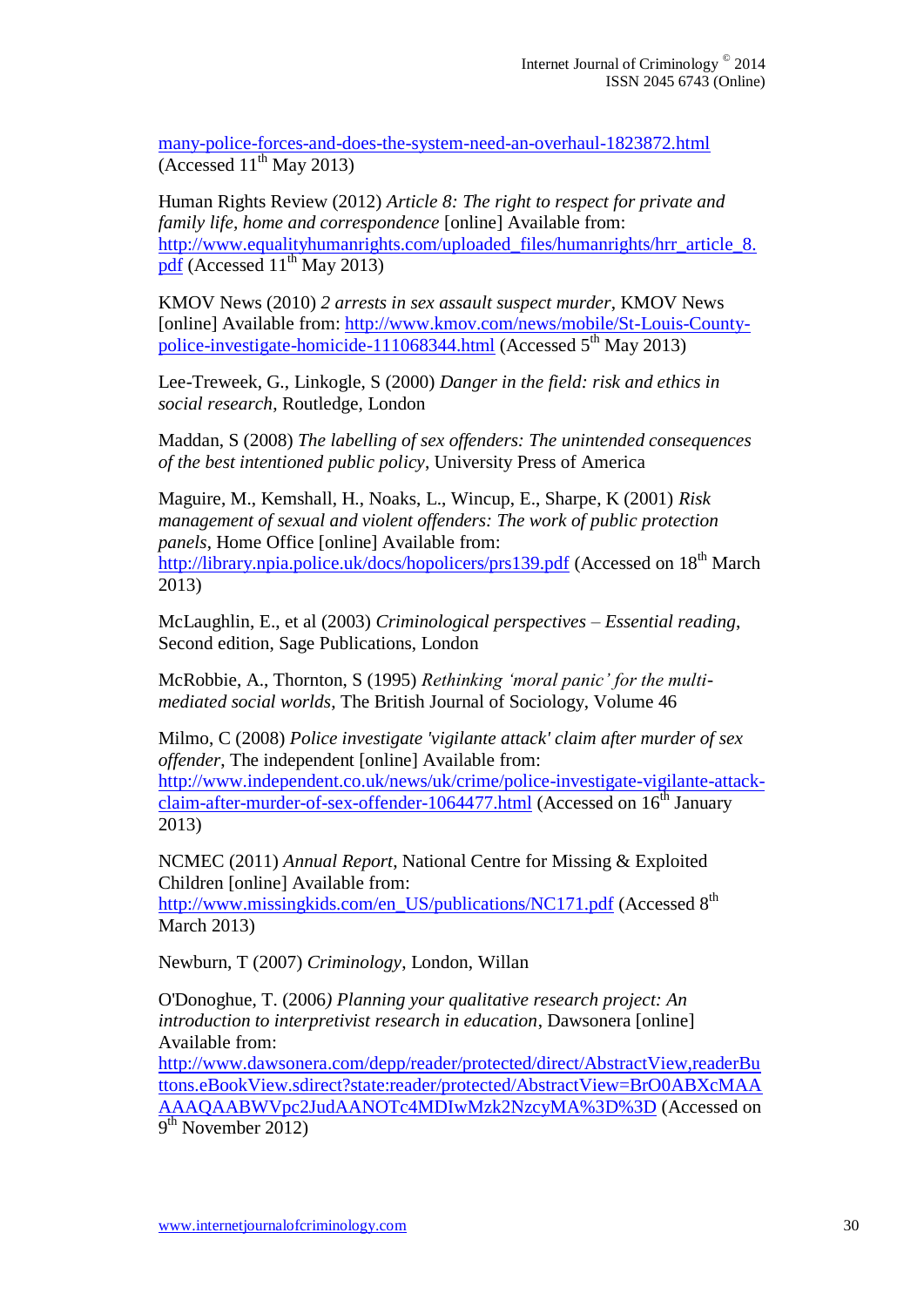many-police-forces-and-does-the-system-need-an-overhaul-1823872.html (Accessed 11th May 2013)

Human Rights Review (2012) *Article 8: The right to respect for private and family life, home and correspondence* [online] Available from: http://www.equalityhumanrights.com/uploaded_files/humanrights/hrr_article_8.pdf (Accessed 11th May 2013)

KMOV News (2010) *2 arrests in sex assault suspect murder*, KMOV News [online] Available from: http://www.kmov.com/news/mobile/St-Louis-County-police-investigate-homicide-111068344.html (Accessed 5th May 2013)

Lee-Treweek, G., Linkogle, S (2000) *Danger in the field: risk and ethics in social research*, Routledge, London

Maddan, S (2008) *The labelling of sex offenders: The unintended consequences of the best intentioned public policy*, University Press of America

Maguire, M., Kemshall, H., Noaks, L., Wincup, E., Sharpe, K (2001) *Risk management of sexual and violent offenders: The work of public protection panels*, Home Office [online] Available from: http://library.npia.police.uk/docs/hopolicers/prs139.pdf (Accessed on 18th March 2013)

McLaughlin, E., et al (2003) *Criminological perspectives – Essential reading*, Second edition, Sage Publications, London

McRobbie, A., Thornton, S (1995) *Rethinking 'moral panic' for the multi-mediated social worlds*, The British Journal of Sociology, Volume 46

Milmo, C (2008) *Police investigate 'vigilante attack' claim after murder of sex offender*, The independent [online] Available from: http://www.independent.co.uk/news/uk/crime/police-investigate-vigilante-attack-claim-after-murder-of-sex-offender-1064477.html (Accessed on 16th January 2013)

NCMEC (2011) *Annual Report*, National Centre for Missing & Exploited Children [online] Available from: http://www.missingkids.com/en_US/publications/NC171.pdf (Accessed 8th March 2013)

Newburn, T (2007) *Criminology*, London, Willan

O'Donoghue, T. (2006*) Planning your qualitative research project: An introduction to interpretivist research in education*, Dawsonera [online] Available from: http://www.dawsonera.com/depp/reader/protected/direct/AbstractView,readerButtons.eBookView.sdirect?state:reader/protected/AbstractView=BrO0ABXcMAAAAQAABWVpc2JudAANOTc4MDIwMzk2NzcyMA%3D%3D (Accessed on 9th November 2012)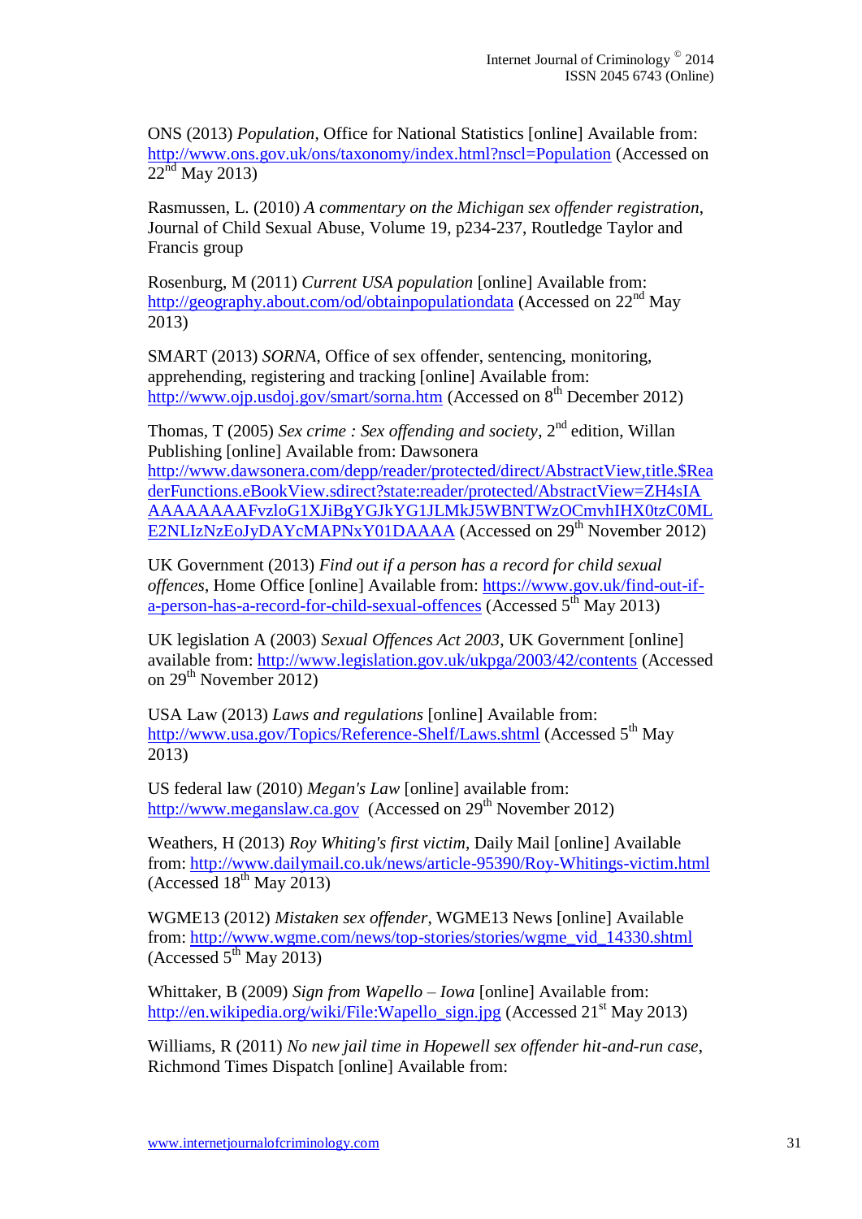ONS (2013) *Population*, Office for National Statistics [online] Available from: http://www.ons.gov.uk/ons/taxonomy/index.html?nscl=Population (Accessed on 22nd May 2013)

Rasmussen, L. (2010) *A commentary on the Michigan sex offender registration*, Journal of Child Sexual Abuse, Volume 19, p234-237, Routledge Taylor and Francis group

Rosenburg, M (2011) *Current USA population* [online] Available from: http://geography.about.com/od/obtainpopulationdata (Accessed on 22nd May 2013)

SMART (2013) *SORNA*, Office of sex offender, sentencing, monitoring, apprehending, registering and tracking [online] Available from: http://www.ojp.usdoj.gov/smart/sorna.htm (Accessed on 8th December 2012)

Thomas, T (2005) *Sex crime : Sex offending and society*, 2nd edition, Willan Publishing [online] Available from: Dawsonera http://www.dawsonera.com/depp/reader/protected/direct/AbstractView,title.$ReaderFunctions.eBookView.sdirect?state:reader/protected/AbstractView=ZH4sIAAAAAAAAAFvzloG1XJiBgYGJkYG1JLMkJ5WBNTWzOCmvhIHX0tzC0MLE2NLIzNzEoJyDAYcMAPNxY01DAAAA (Accessed on 29th November 2012)

UK Government (2013) *Find out if a person has a record for child sexual offences*, Home Office [online] Available from: https://www.gov.uk/find-out-if-a-person-has-a-record-for-child-sexual-offences (Accessed 5th May 2013)

UK legislation A (2003) *Sexual Offences Act 2003*, UK Government [online] available from: http://www.legislation.gov.uk/ukpga/2003/42/contents (Accessed on 29th November 2012)

USA Law (2013) *Laws and regulations* [online] Available from: http://www.usa.gov/Topics/Reference-Shelf/Laws.shtml (Accessed 5th May 2013)

US federal law (2010) *Megan's Law* [online] available from: http://www.meganslaw.ca.gov (Accessed on 29th November 2012)

Weathers, H (2013) *Roy Whiting's first victim*, Daily Mail [online] Available from: http://www.dailymail.co.uk/news/article-95390/Roy-Whitings-victim.html (Accessed 18th May 2013)

WGME13 (2012) *Mistaken sex offender*, WGME13 News [online] Available from: http://www.wgme.com/news/top-stories/stories/wgme_vid_14330.shtml (Accessed 5th May 2013)

Whittaker, B (2009) *Sign from Wapello – Iowa* [online] Available from: http://en.wikipedia.org/wiki/File:Wapello_sign.jpg (Accessed 21st May 2013)

Williams, R (2011) *No new jail time in Hopewell sex offender hit-and-run case*, Richmond Times Dispatch [online] Available from: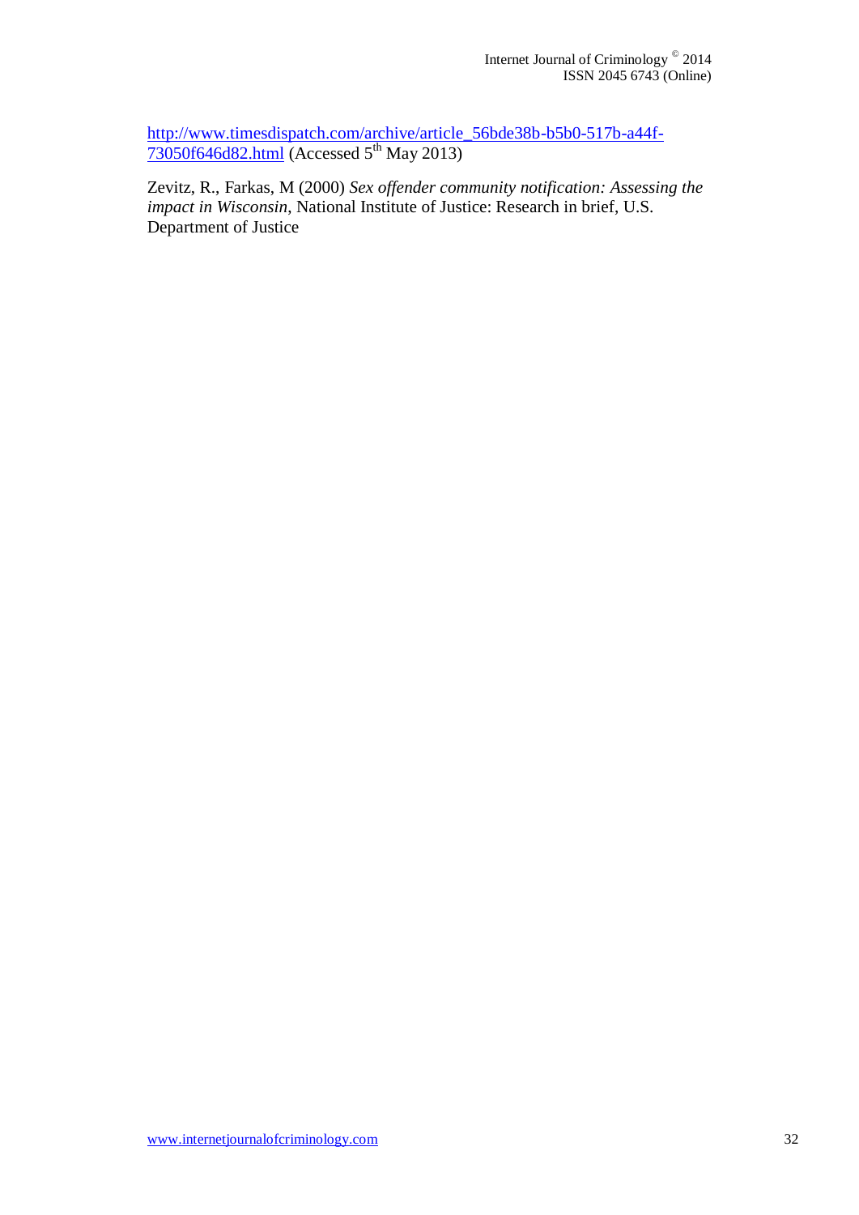http://www.timesdispatch.com/archive/article_56bde38b-b5b0-517b-a44f-73050f646d82.html (Accessed 5th May 2013)

Zevitz, R., Farkas, M (2000) *Sex offender community notification: Assessing the impact in Wisconsin*, National Institute of Justice: Research in brief, U.S. Department of Justice